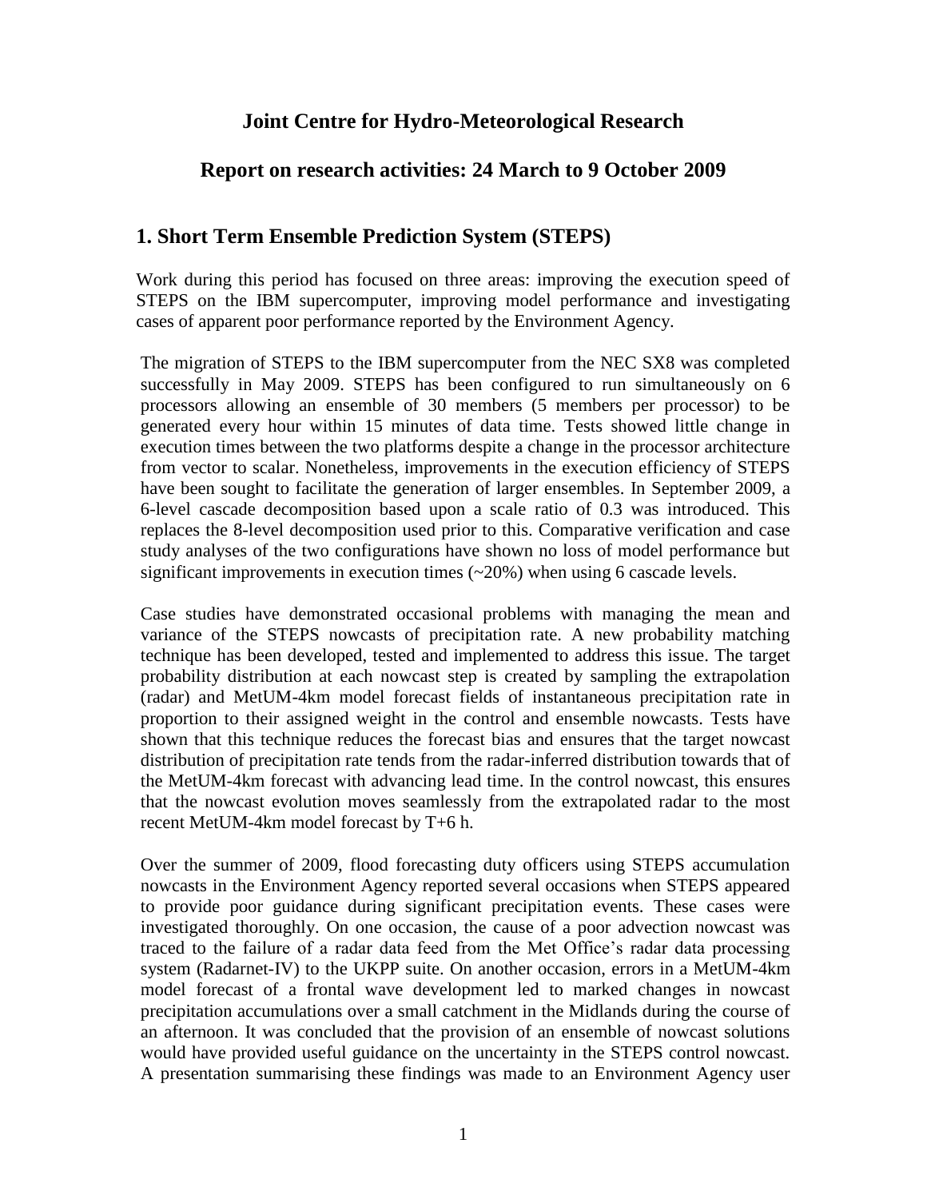# Joint Centre for Hydro-Meteorological Research

## Report on research activities: 24 March to 9 October 2009

## 1. Short Term Ensemble Prediction System (STEPS)

Work during this period has focused on three areas: improving the execution speed of STEPS on the IBM supercomputer, improving model performance and investigating cases of apparent poor performance reported by the Environment Agency.

The migration of STEPS to the IBM supercomputer from the NEC SX8 was completed successfully in May 2009. STEPS has been configured to run simultaneously on 6 processors allowing an ensemble of 30 members (5 members per processor) to be generated every hour within 15 minutes of data time. Tests showed little change in execution times between the two platforms despite a change in the processor architecture from vector to scalar. Nonetheless, improvements in the execution efficiency of STEPS have been sought to facilitate the generation of larger ensembles. In September 2009, a 6-level cascade decomposition based upon a scale ratio of 0.3 was introduced. This replaces the 8-level decomposition used prior to this. Comparative verification and case study analyses of the two configurations have shown no loss of model performance but significant improvements in execution times (~20%) when using 6 cascade levels.

Case studies have demonstrated occasional problems with managing the mean and variance of the STEPS nowcasts of precipitation rate. A new probability matching technique has been developed, tested and implemented to address this issue. The target probability distribution at each nowcast step is created by sampling the extrapolation (radar) and MetUM-4km model forecast fields of instantaneous precipitation rate in proportion to their assigned weight in the control and ensemble nowcasts. Tests have shown that this technique reduces the forecast bias and ensures that the target nowcast distribution of precipitation rate tends from the radar-inferred distribution towards that of the MetUM-4km forecast with advancing lead time. In the control nowcast, this ensures that the nowcast evolution moves seamlessly from the extrapolated radar to the most recent MetUM-4km model forecast by T+6 h.

Over the summer of 2009, flood forecasting duty officers using STEPS accumulation nowcasts in the Environment Agency reported several occasions when STEPS appeared to provide poor guidance during significant precipitation events. These cases were investigated thoroughly. On one occasion, the cause of a poor advection nowcast was traced to the failure of a radar data feed from the Met Office's radar data processing system (Radarnet-IV) to the UKPP suite. On another occasion, errors in a MetUM-4km model forecast of a frontal wave development led to marked changes in nowcast precipitation accumulations over a small catchment in the Midlands during the course of an afternoon. It was concluded that the provision of an ensemble of nowcast solutions would have provided useful guidance on the uncertainty in the STEPS control nowcast. A presentation summarising these findings was made to an Environment Agency user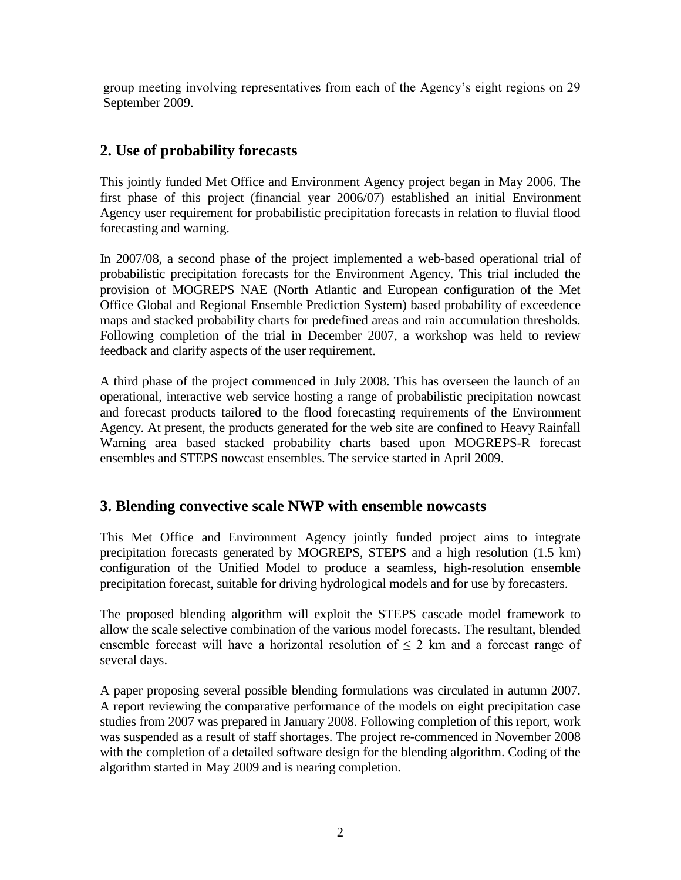group meeting involving representatives from each of the Agency's eight regions on 29 September 2009.

## 2. Use of probability forecasts

This jointly funded Met Office and Environment Agency project began in May 2006. The first phase of this project (financial year 2006/07) established an initial Environment Agency user requirement for probabilistic precipitation forecasts in relation to fluvial flood forecasting and warning.

In 2007/08, a second phase of the project implemented a web-based operational trial of probabilistic precipitation forecasts for the Environment Agency. This trial included the provision of MOGREPS NAE (North Atlantic and European configuration of the Met Office Global and Regional Ensemble Prediction System) based probability of exceedence maps and stacked probability charts for predefined areas and rain accumulation thresholds. Following completion of the trial in December 2007, a workshop was held to review feedback and clarify aspects of the user requirement.

A third phase of the project commenced in July 2008. This has overseen the launch of an operational, interactive web service hosting a range of probabilistic precipitation nowcast and forecast products tailored to the flood forecasting requirements of the Environment Agency. At present, the products generated for the web site are confined to Heavy Rainfall Warning area based stacked probability charts based upon MOGREPS-R forecast ensembles and STEPS nowcast ensembles. The service started in April 2009.

## 3. Blending convective scale NWP with ensemble nowcasts

This Met Office and Environment Agency jointly funded project aims to integrate precipitation forecasts generated by MOGREPS, STEPS and a high resolution (1.5 km) configuration of the Unified Model to produce a seamless, high-resolution ensemble precipitation forecast, suitable for driving hydrological models and for use by forecasters.

The proposed blending algorithm will exploit the STEPS cascade model framework to allow the scale selective combination of the various model forecasts. The resultant, blended ensemble forecast will have a horizontal resolution of $\leq 2$ km and a forecast range of several days.

A paper proposing several possible blending formulations was circulated in autumn 2007. A report reviewing the comparative performance of the models on eight precipitation case studies from 2007 was prepared in January 2008. Following completion of this report, work was suspended as a result of staff shortages. The project re-commenced in November 2008 with the completion of a detailed software design for the blending algorithm. Coding of the algorithm started in May 2009 and is nearing completion.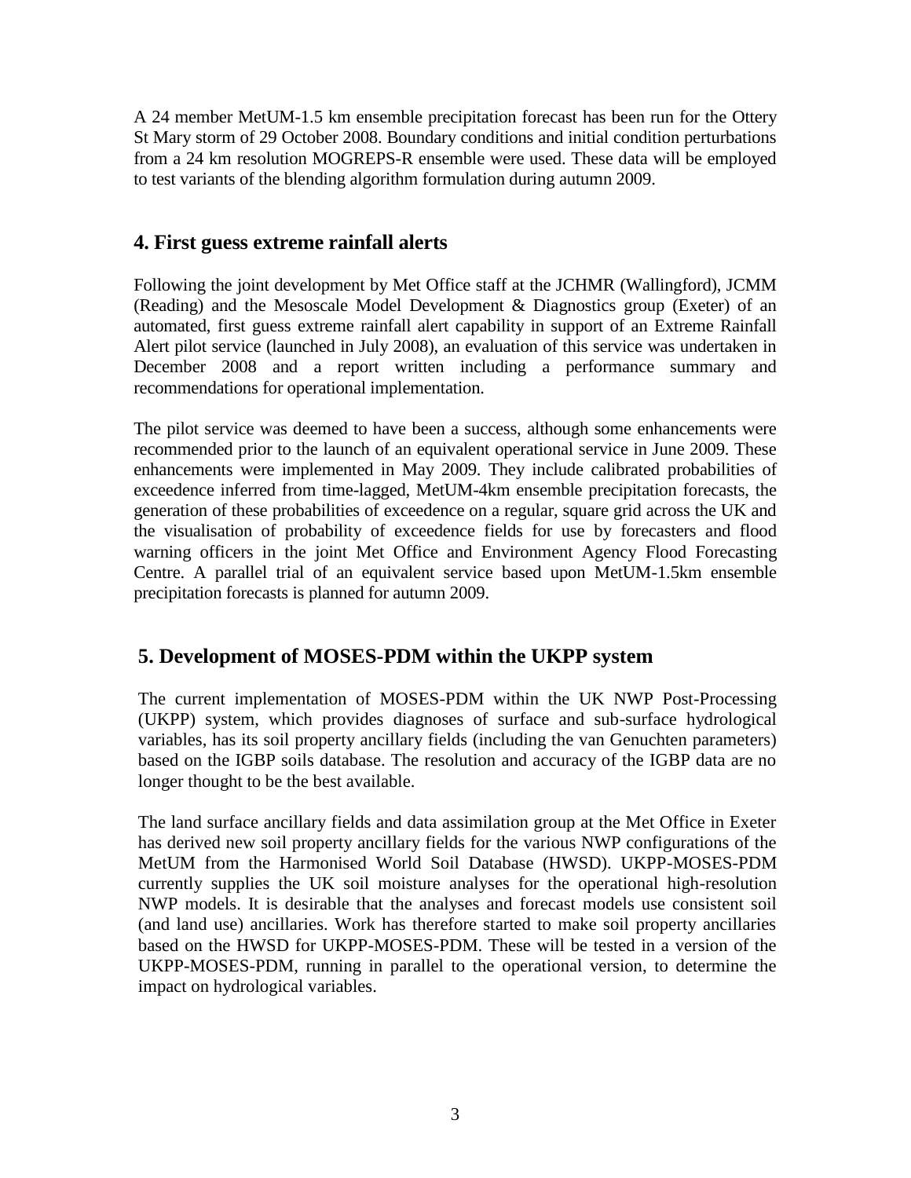A 24 member MetUM-1.5 km ensemble precipitation forecast has been run for the Ottery St Mary storm of 29 October 2008. Boundary conditions and initial condition perturbations from a 24 km resolution MOGREPS-R ensemble were used. These data will be employed to test variants of the blending algorithm formulation during autumn 2009.

## 4. First guess extreme rainfall alerts

Following the joint development by Met Office staff at the JCHMR (Wallingford), JCMM (Reading) and the Mesoscale Model Development & Diagnostics group (Exeter) of an automated, first guess extreme rainfall alert capability in support of an Extreme Rainfall Alert pilot service (launched in July 2008), an evaluation of this service was undertaken in December 2008 and a report written including a performance summary and recommendations for operational implementation.

The pilot service was deemed to have been a success, although some enhancements were recommended prior to the launch of an equivalent operational service in June 2009. These enhancements were implemented in May 2009. They include calibrated probabilities of exceedence inferred from time-lagged, MetUM-4km ensemble precipitation forecasts, the generation of these probabilities of exceedence on a regular, square grid across the UK and the visualisation of probability of exceedence fields for use by forecasters and flood warning officers in the joint Met Office and Environment Agency Flood Forecasting Centre. A parallel trial of an equivalent service based upon MetUM-1.5km ensemble precipitation forecasts is planned for autumn 2009.

## 5. Development of MOSES-PDM within the UKPP system

The current implementation of MOSES-PDM within the UK NWP Post-Processing (UKPP) system, which provides diagnoses of surface and sub-surface hydrological variables, has its soil property ancillary fields (including the van Genuchten parameters) based on the IGBP soils database. The resolution and accuracy of the IGBP data are no longer thought to be the best available.

The land surface ancillary fields and data assimilation group at the Met Office in Exeter has derived new soil property ancillary fields for the various NWP configurations of the MetUM from the Harmonised World Soil Database (HWSD). UKPP-MOSES-PDM currently supplies the UK soil moisture analyses for the operational high-resolution NWP models. It is desirable that the analyses and forecast models use consistent soil (and land use) ancillaries. Work has therefore started to make soil property ancillaries based on the HWSD for UKPP-MOSES-PDM. These will be tested in a version of the UKPP-MOSES-PDM, running in parallel to the operational version, to determine the impact on hydrological variables.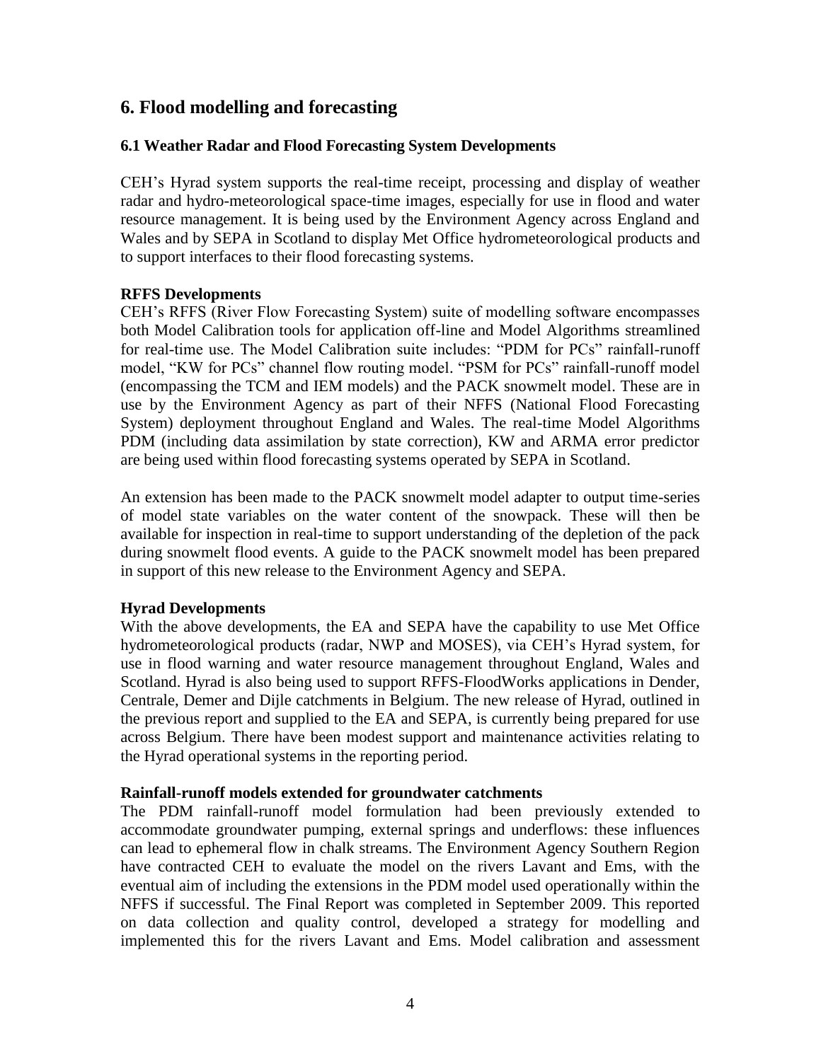## 6. Flood modelling and forecasting

### 6.1 Weather Radar and Flood Forecasting System Developments

CEH's Hyrad system supports the real-time receipt, processing and display of weather radar and hydro-meteorological space-time images, especially for use in flood and water resource management. It is being used by the Environment Agency across England and Wales and by SEPA in Scotland to display Met Office hydrometeorological products and to support interfaces to their flood forecasting systems.

**RFFS Developments**

CEH's RFFS (River Flow Forecasting System) suite of modelling software encompasses both Model Calibration tools for application off-line and Model Algorithms streamlined for real-time use. The Model Calibration suite includes: "PDM for PCs" rainfall-runoff model, "KW for PCs" channel flow routing model. "PSM for PCs" rainfall-runoff model (encompassing the TCM and IEM models) and the PACK snowmelt model. These are in use by the Environment Agency as part of their NFFS (National Flood Forecasting System) deployment throughout England and Wales. The real-time Model Algorithms PDM (including data assimilation by state correction), KW and ARMA error predictor are being used within flood forecasting systems operated by SEPA in Scotland.

An extension has been made to the PACK snowmelt model adapter to output time-series of model state variables on the water content of the snowpack. These will then be available for inspection in real-time to support understanding of the depletion of the pack during snowmelt flood events. A guide to the PACK snowmelt model has been prepared in support of this new release to the Environment Agency and SEPA.

**Hyrad Developments**

With the above developments, the EA and SEPA have the capability to use Met Office hydrometeorological products (radar, NWP and MOSES), via CEH's Hyrad system, for use in flood warning and water resource management throughout England, Wales and Scotland. Hyrad is also being used to support RFFS-FloodWorks applications in Dender, Centrale, Demer and Dijle catchments in Belgium. The new release of Hyrad, outlined in the previous report and supplied to the EA and SEPA, is currently being prepared for use across Belgium. There have been modest support and maintenance activities relating to the Hyrad operational systems in the reporting period.

**Rainfall-runoff models extended for groundwater catchments**

The PDM rainfall-runoff model formulation had been previously extended to accommodate groundwater pumping, external springs and underflows: these influences can lead to ephemeral flow in chalk streams. The Environment Agency Southern Region have contracted CEH to evaluate the model on the rivers Lavant and Ems, with the eventual aim of including the extensions in the PDM model used operationally within the NFFS if successful. The Final Report was completed in September 2009. This reported on data collection and quality control, developed a strategy for modelling and implemented this for the rivers Lavant and Ems. Model calibration and assessment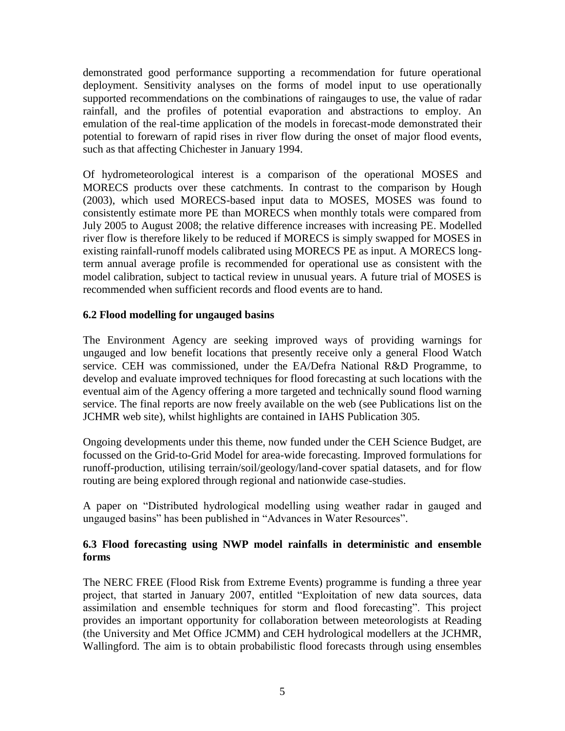demonstrated good performance supporting a recommendation for future operational deployment. Sensitivity analyses on the forms of model input to use operationally supported recommendations on the combinations of raingauges to use, the value of radar rainfall, and the profiles of potential evaporation and abstractions to employ. An emulation of the real-time application of the models in forecast-mode demonstrated their potential to forewarn of rapid rises in river flow during the onset of major flood events, such as that affecting Chichester in January 1994.

Of hydrometeorological interest is a comparison of the operational MOSES and MORECS products over these catchments. In contrast to the comparison by Hough (2003), which used MORECS-based input data to MOSES, MOSES was found to consistently estimate more PE than MORECS when monthly totals were compared from July 2005 to August 2008; the relative difference increases with increasing PE. Modelled river flow is therefore likely to be reduced if MORECS is simply swapped for MOSES in existing rainfall-runoff models calibrated using MORECS PE as input. A MORECS long-term annual average profile is recommended for operational use as consistent with the model calibration, subject to tactical review in unusual years. A future trial of MOSES is recommended when sufficient records and flood events are to hand.

### 6.2 Flood modelling for ungauged basins

The Environment Agency are seeking improved ways of providing warnings for ungauged and low benefit locations that presently receive only a general Flood Watch service. CEH was commissioned, under the EA/Defra National R&D Programme, to develop and evaluate improved techniques for flood forecasting at such locations with the eventual aim of the Agency offering a more targeted and technically sound flood warning service. The final reports are now freely available on the web (see Publications list on the JCHMR web site), whilst highlights are contained in IAHS Publication 305.

Ongoing developments under this theme, now funded under the CEH Science Budget, are focussed on the Grid-to-Grid Model for area-wide forecasting. Improved formulations for runoff-production, utilising terrain/soil/geology/land-cover spatial datasets, and for flow routing are being explored through regional and nationwide case-studies.

A paper on "Distributed hydrological modelling using weather radar in gauged and ungauged basins" has been published in "Advances in Water Resources".

### 6.3 Flood forecasting using NWP model rainfalls in deterministic and ensemble forms

The NERC FREE (Flood Risk from Extreme Events) programme is funding a three year project, that started in January 2007, entitled "Exploitation of new data sources, data assimilation and ensemble techniques for storm and flood forecasting". This project provides an important opportunity for collaboration between meteorologists at Reading (the University and Met Office JCMM) and CEH hydrological modellers at the JCHMR, Wallingford. The aim is to obtain probabilistic flood forecasts through using ensembles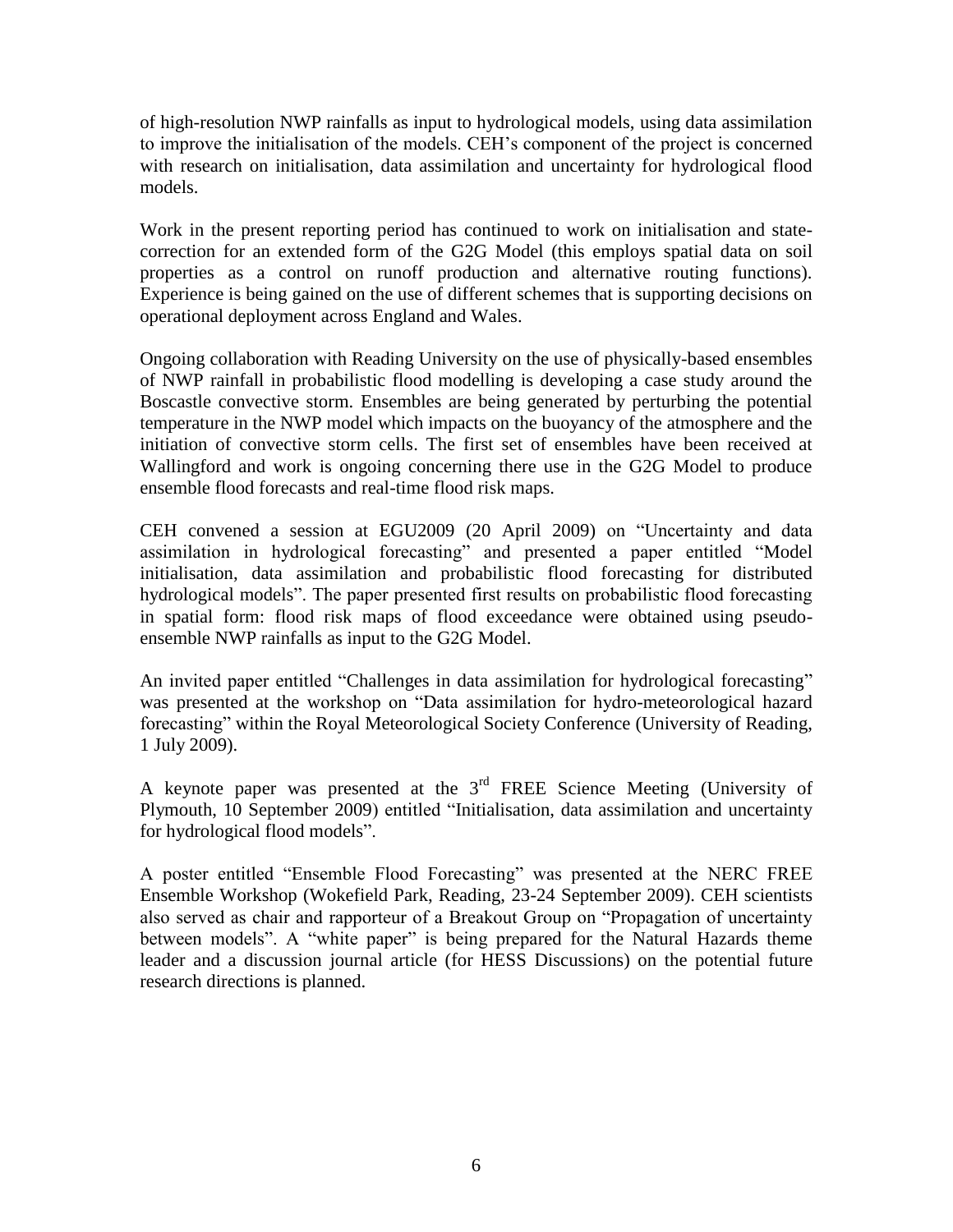of high-resolution NWP rainfalls as input to hydrological models, using data assimilation to improve the initialisation of the models. CEH's component of the project is concerned with research on initialisation, data assimilation and uncertainty for hydrological flood models.

Work in the present reporting period has continued to work on initialisation and state-correction for an extended form of the G2G Model (this employs spatial data on soil properties as a control on runoff production and alternative routing functions). Experience is being gained on the use of different schemes that is supporting decisions on operational deployment across England and Wales.

Ongoing collaboration with Reading University on the use of physically-based ensembles of NWP rainfall in probabilistic flood modelling is developing a case study around the Boscastle convective storm. Ensembles are being generated by perturbing the potential temperature in the NWP model which impacts on the buoyancy of the atmosphere and the initiation of convective storm cells. The first set of ensembles have been received at Wallingford and work is ongoing concerning there use in the G2G Model to produce ensemble flood forecasts and real-time flood risk maps.

CEH convened a session at EGU2009 (20 April 2009) on "Uncertainty and data assimilation in hydrological forecasting" and presented a paper entitled "Model initialisation, data assimilation and probabilistic flood forecasting for distributed hydrological models". The paper presented first results on probabilistic flood forecasting in spatial form: flood risk maps of flood exceedance were obtained using pseudo-ensemble NWP rainfalls as input to the G2G Model.

An invited paper entitled "Challenges in data assimilation for hydrological forecasting" was presented at the workshop on "Data assimilation for hydro-meteorological hazard forecasting" within the Royal Meteorological Society Conference (University of Reading, 1 July 2009).

A keynote paper was presented at the 3rd FREE Science Meeting (University of Plymouth, 10 September 2009) entitled "Initialisation, data assimilation and uncertainty for hydrological flood models".

A poster entitled "Ensemble Flood Forecasting" was presented at the NERC FREE Ensemble Workshop (Wokefield Park, Reading, 23-24 September 2009). CEH scientists also served as chair and rapporteur of a Breakout Group on "Propagation of uncertainty between models". A "white paper" is being prepared for the Natural Hazards theme leader and a discussion journal article (for HESS Discussions) on the potential future research directions is planned.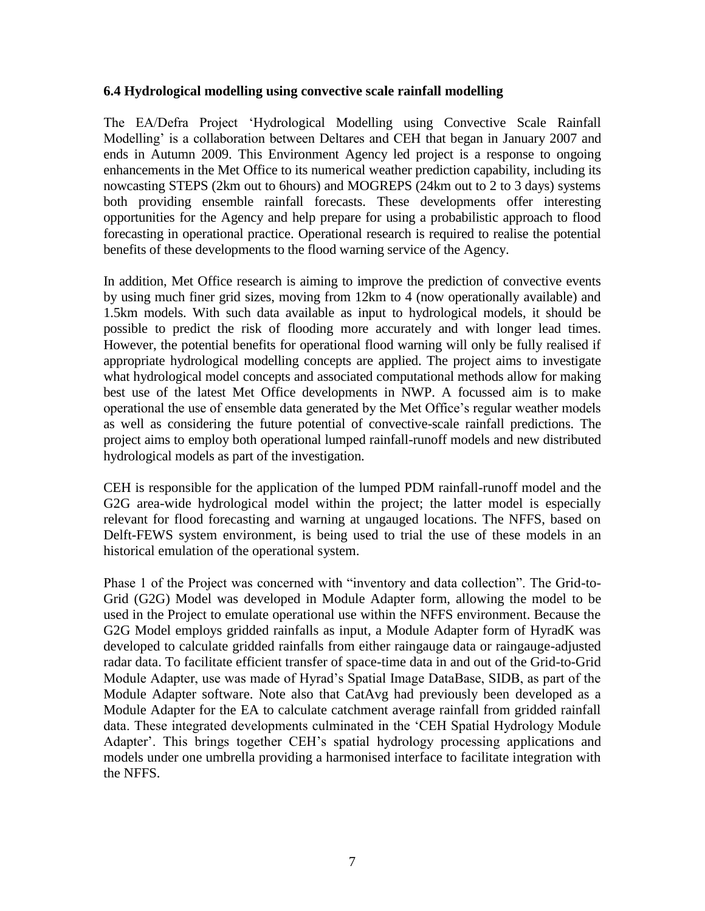### 6.4 Hydrological modelling using convective scale rainfall modelling

The EA/Defra Project 'Hydrological Modelling using Convective Scale Rainfall Modelling' is a collaboration between Deltares and CEH that began in January 2007 and ends in Autumn 2009. This Environment Agency led project is a response to ongoing enhancements in the Met Office to its numerical weather prediction capability, including its nowcasting STEPS (2km out to 6hours) and MOGREPS (24km out to 2 to 3 days) systems both providing ensemble rainfall forecasts. These developments offer interesting opportunities for the Agency and help prepare for using a probabilistic approach to flood forecasting in operational practice. Operational research is required to realise the potential benefits of these developments to the flood warning service of the Agency.

In addition, Met Office research is aiming to improve the prediction of convective events by using much finer grid sizes, moving from 12km to 4 (now operationally available) and 1.5km models. With such data available as input to hydrological models, it should be possible to predict the risk of flooding more accurately and with longer lead times. However, the potential benefits for operational flood warning will only be fully realised if appropriate hydrological modelling concepts are applied. The project aims to investigate what hydrological model concepts and associated computational methods allow for making best use of the latest Met Office developments in NWP. A focussed aim is to make operational the use of ensemble data generated by the Met Office's regular weather models as well as considering the future potential of convective-scale rainfall predictions. The project aims to employ both operational lumped rainfall-runoff models and new distributed hydrological models as part of the investigation.

CEH is responsible for the application of the lumped PDM rainfall-runoff model and the G2G area-wide hydrological model within the project; the latter model is especially relevant for flood forecasting and warning at ungauged locations. The NFFS, based on Delft-FEWS system environment, is being used to trial the use of these models in an historical emulation of the operational system.

Phase 1 of the Project was concerned with "inventory and data collection". The Grid-to-Grid (G2G) Model was developed in Module Adapter form, allowing the model to be used in the Project to emulate operational use within the NFFS environment. Because the G2G Model employs gridded rainfalls as input, a Module Adapter form of HyradK was developed to calculate gridded rainfalls from either raingauge data or raingauge-adjusted radar data. To facilitate efficient transfer of space-time data in and out of the Grid-to-Grid Module Adapter, use was made of Hyrad's Spatial Image DataBase, SIDB, as part of the Module Adapter software. Note also that CatAvg had previously been developed as a Module Adapter for the EA to calculate catchment average rainfall from gridded rainfall data. These integrated developments culminated in the 'CEH Spatial Hydrology Module Adapter'. This brings together CEH's spatial hydrology processing applications and models under one umbrella providing a harmonised interface to facilitate integration with the NFFS.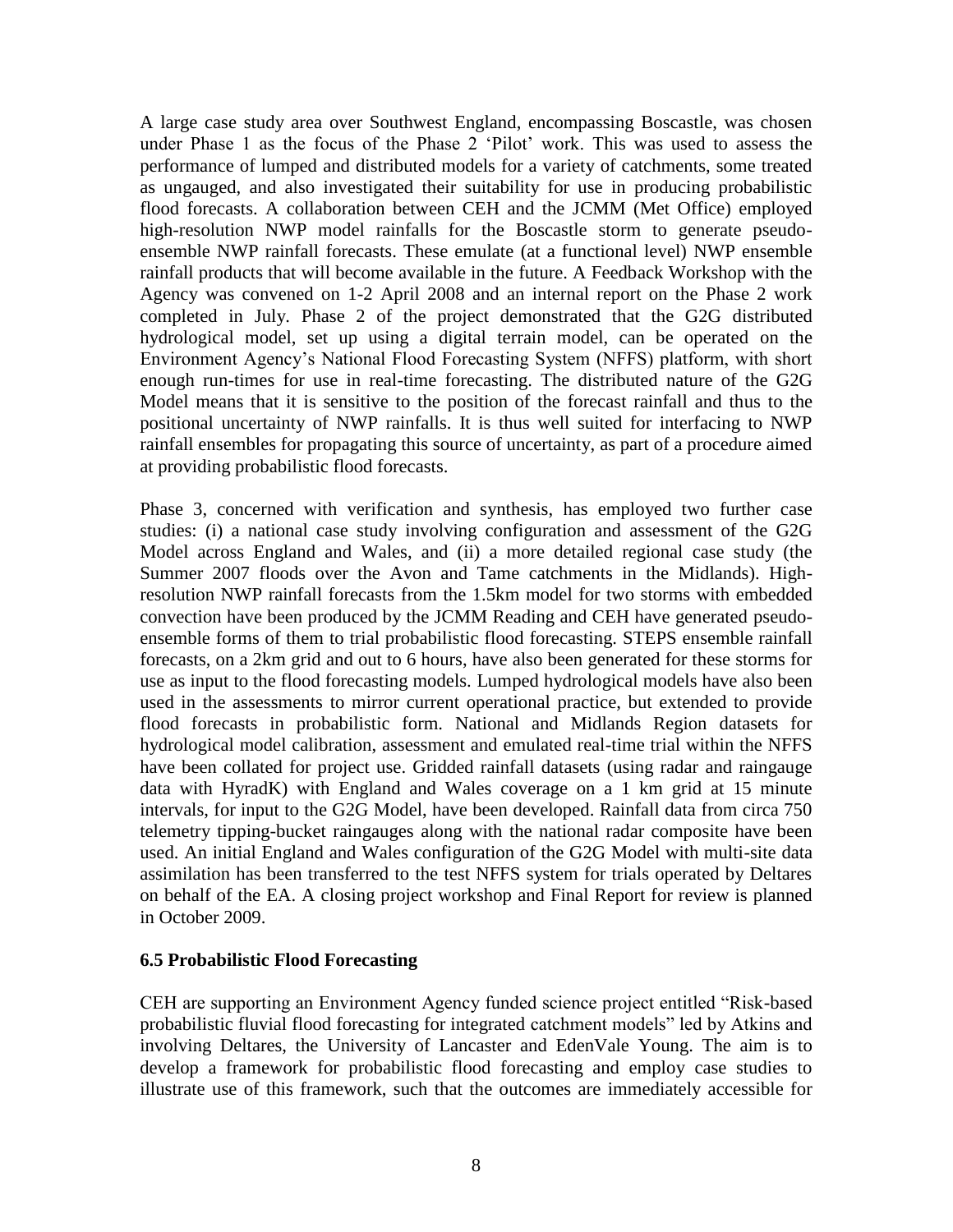A large case study area over Southwest England, encompassing Boscastle, was chosen under Phase 1 as the focus of the Phase 2 'Pilot' work. This was used to assess the performance of lumped and distributed models for a variety of catchments, some treated as ungauged, and also investigated their suitability for use in producing probabilistic flood forecasts. A collaboration between CEH and the JCMM (Met Office) employed high-resolution NWP model rainfalls for the Boscastle storm to generate pseudo-ensemble NWP rainfall forecasts. These emulate (at a functional level) NWP ensemble rainfall products that will become available in the future. A Feedback Workshop with the Agency was convened on 1-2 April 2008 and an internal report on the Phase 2 work completed in July. Phase 2 of the project demonstrated that the G2G distributed hydrological model, set up using a digital terrain model, can be operated on the Environment Agency's National Flood Forecasting System (NFFS) platform, with short enough run-times for use in real-time forecasting. The distributed nature of the G2G Model means that it is sensitive to the position of the forecast rainfall and thus to the positional uncertainty of NWP rainfalls. It is thus well suited for interfacing to NWP rainfall ensembles for propagating this source of uncertainty, as part of a procedure aimed at providing probabilistic flood forecasts.

Phase 3, concerned with verification and synthesis, has employed two further case studies: (i) a national case study involving configuration and assessment of the G2G Model across England and Wales, and (ii) a more detailed regional case study (the Summer 2007 floods over the Avon and Tame catchments in the Midlands). High-resolution NWP rainfall forecasts from the 1.5km model for two storms with embedded convection have been produced by the JCMM Reading and CEH have generated pseudo-ensemble forms of them to trial probabilistic flood forecasting. STEPS ensemble rainfall forecasts, on a 2km grid and out to 6 hours, have also been generated for these storms for use as input to the flood forecasting models. Lumped hydrological models have also been used in the assessments to mirror current operational practice, but extended to provide flood forecasts in probabilistic form. National and Midlands Region datasets for hydrological model calibration, assessment and emulated real-time trial within the NFFS have been collated for project use. Gridded rainfall datasets (using radar and raingauge data with HyradK) with England and Wales coverage on a 1 km grid at 15 minute intervals, for input to the G2G Model, have been developed. Rainfall data from circa 750 telemetry tipping-bucket raingauges along with the national radar composite have been used. An initial England and Wales configuration of the G2G Model with multi-site data assimilation has been transferred to the test NFFS system for trials operated by Deltares on behalf of the EA. A closing project workshop and Final Report for review is planned in October 2009.

### 6.5 Probabilistic Flood Forecasting

CEH are supporting an Environment Agency funded science project entitled "Risk-based probabilistic fluvial flood forecasting for integrated catchment models" led by Atkins and involving Deltares, the University of Lancaster and EdenVale Young. The aim is to develop a framework for probabilistic flood forecasting and employ case studies to illustrate use of this framework, such that the outcomes are immediately accessible for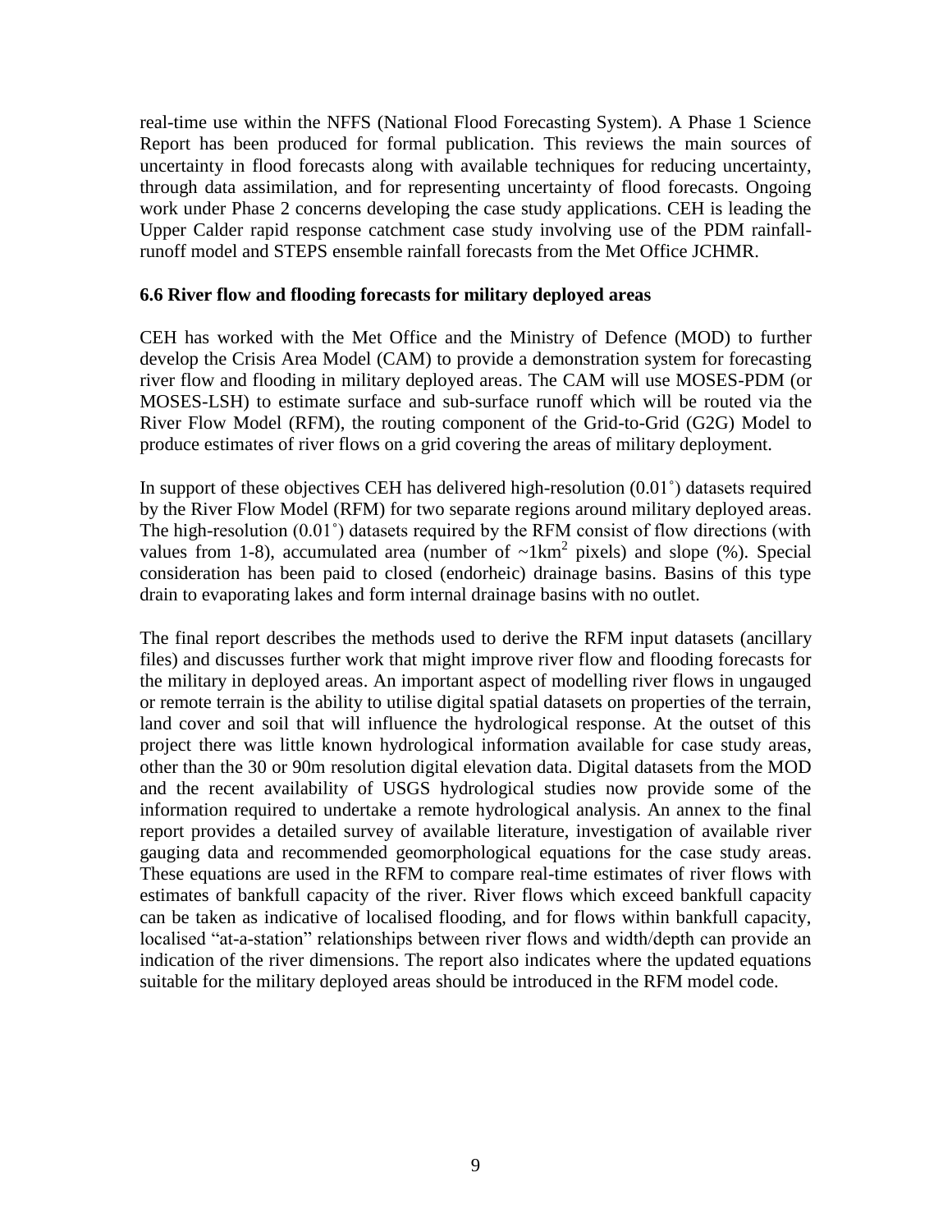real-time use within the NFFS (National Flood Forecasting System). A Phase 1 Science Report has been produced for formal publication. This reviews the main sources of uncertainty in flood forecasts along with available techniques for reducing uncertainty, through data assimilation, and for representing uncertainty of flood forecasts. Ongoing work under Phase 2 concerns developing the case study applications. CEH is leading the Upper Calder rapid response catchment case study involving use of the PDM rainfall-runoff model and STEPS ensemble rainfall forecasts from the Met Office JCHMR.

### 6.6 River flow and flooding forecasts for military deployed areas

CEH has worked with the Met Office and the Ministry of Defence (MOD) to further develop the Crisis Area Model (CAM) to provide a demonstration system for forecasting river flow and flooding in military deployed areas. The CAM will use MOSES-PDM (or MOSES-LSH) to estimate surface and sub-surface runoff which will be routed via the River Flow Model (RFM), the routing component of the Grid-to-Grid (G2G) Model to produce estimates of river flows on a grid covering the areas of military deployment.

In support of these objectives CEH has delivered high-resolution (0.01˚) datasets required by the River Flow Model (RFM) for two separate regions around military deployed areas. The high-resolution (0.01˚) datasets required by the RFM consist of flow directions (with values from 1-8), accumulated area (number of ~1km$^2$ pixels) and slope (%). Special consideration has been paid to closed (endorheic) drainage basins. Basins of this type drain to evaporating lakes and form internal drainage basins with no outlet.

The final report describes the methods used to derive the RFM input datasets (ancillary files) and discusses further work that might improve river flow and flooding forecasts for the military in deployed areas. An important aspect of modelling river flows in ungauged or remote terrain is the ability to utilise digital spatial datasets on properties of the terrain, land cover and soil that will influence the hydrological response. At the outset of this project there was little known hydrological information available for case study areas, other than the 30 or 90m resolution digital elevation data. Digital datasets from the MOD and the recent availability of USGS hydrological studies now provide some of the information required to undertake a remote hydrological analysis. An annex to the final report provides a detailed survey of available literature, investigation of available river gauging data and recommended geomorphological equations for the case study areas. These equations are used in the RFM to compare real-time estimates of river flows with estimates of bankfull capacity of the river. River flows which exceed bankfull capacity can be taken as indicative of localised flooding, and for flows within bankfull capacity, localised "at-a-station" relationships between river flows and width/depth can provide an indication of the river dimensions. The report also indicates where the updated equations suitable for the military deployed areas should be introduced in the RFM model code.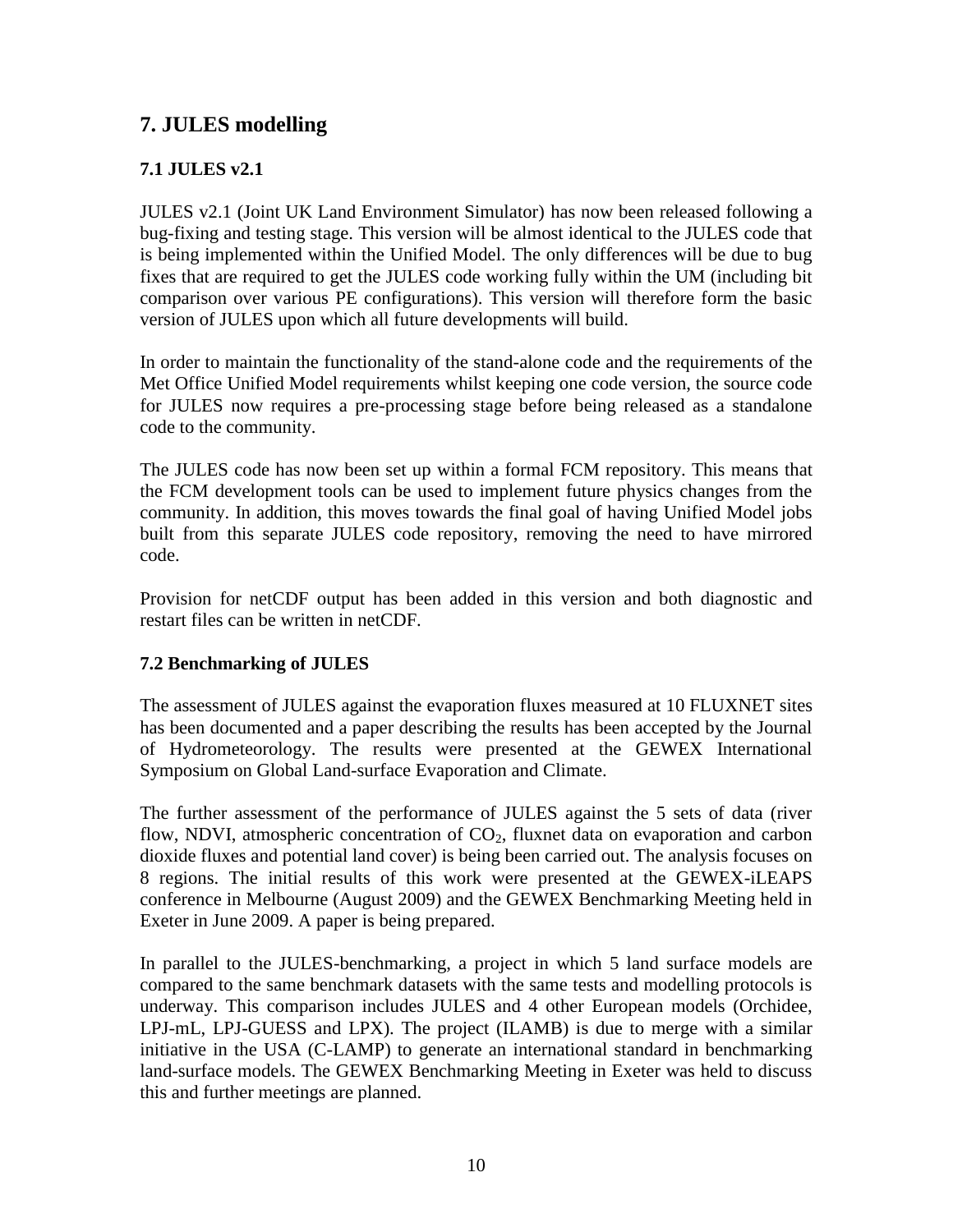# 7. JULES modelling

## 7.1 JULES v2.1

JULES v2.1 (Joint UK Land Environment Simulator) has now been released following a bug-fixing and testing stage. This version will be almost identical to the JULES code that is being implemented within the Unified Model. The only differences will be due to bug fixes that are required to get the JULES code working fully within the UM (including bit comparison over various PE configurations). This version will therefore form the basic version of JULES upon which all future developments will build.

In order to maintain the functionality of the stand-alone code and the requirements of the Met Office Unified Model requirements whilst keeping one code version, the source code for JULES now requires a pre-processing stage before being released as a standalone code to the community.

The JULES code has now been set up within a formal FCM repository. This means that the FCM development tools can be used to implement future physics changes from the community. In addition, this moves towards the final goal of having Unified Model jobs built from this separate JULES code repository, removing the need to have mirrored code.

Provision for netCDF output has been added in this version and both diagnostic and restart files can be written in netCDF.

## 7.2 Benchmarking of JULES

The assessment of JULES against the evaporation fluxes measured at 10 FLUXNET sites has been documented and a paper describing the results has been accepted by the Journal of Hydrometeorology. The results were presented at the GEWEX International Symposium on Global Land-surface Evaporation and Climate.

The further assessment of the performance of JULES against the 5 sets of data (river flow, NDVI, atmospheric concentration of $CO_2$, fluxnet data on evaporation and carbon dioxide fluxes and potential land cover) is being been carried out. The analysis focuses on 8 regions. The initial results of this work were presented at the GEWEX-iLEAPS conference in Melbourne (August 2009) and the GEWEX Benchmarking Meeting held in Exeter in June 2009. A paper is being prepared.

In parallel to the JULES-benchmarking, a project in which 5 land surface models are compared to the same benchmark datasets with the same tests and modelling protocols is underway. This comparison includes JULES and 4 other European models (Orchidee, LPJ-mL, LPJ-GUESS and LPX). The project (ILAMB) is due to merge with a similar initiative in the USA (C-LAMP) to generate an international standard in benchmarking land-surface models. The GEWEX Benchmarking Meeting in Exeter was held to discuss this and further meetings are planned.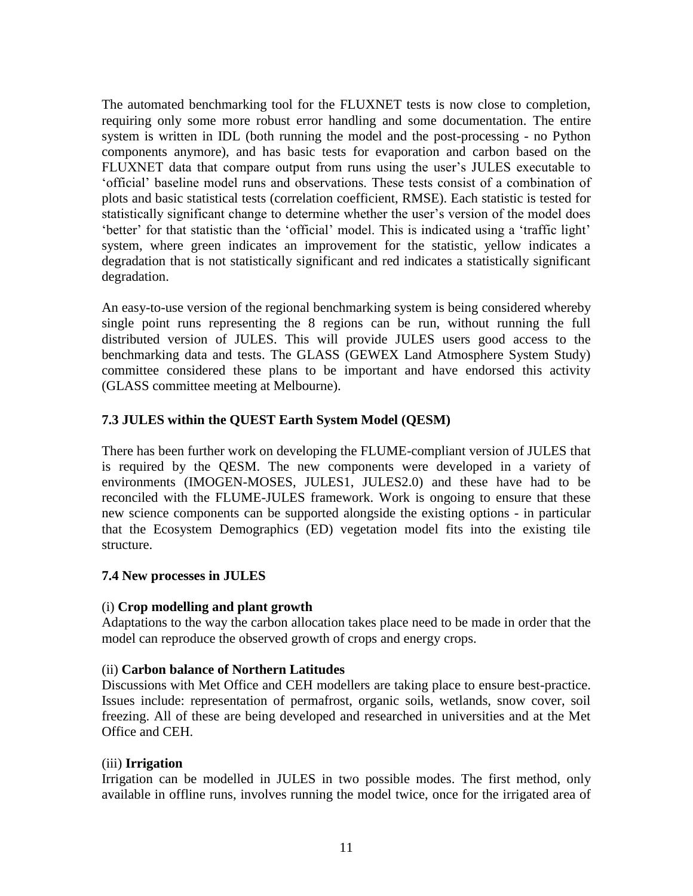The automated benchmarking tool for the FLUXNET tests is now close to completion, requiring only some more robust error handling and some documentation. The entire system is written in IDL (both running the model and the post-processing - no Python components anymore), and has basic tests for evaporation and carbon based on the FLUXNET data that compare output from runs using the user's JULES executable to 'official' baseline model runs and observations. These tests consist of a combination of plots and basic statistical tests (correlation coefficient, RMSE). Each statistic is tested for statistically significant change to determine whether the user's version of the model does 'better' for that statistic than the 'official' model. This is indicated using a 'traffic light' system, where green indicates an improvement for the statistic, yellow indicates a degradation that is not statistically significant and red indicates a statistically significant degradation.

An easy-to-use version of the regional benchmarking system is being considered whereby single point runs representing the 8 regions can be run, without running the full distributed version of JULES. This will provide JULES users good access to the benchmarking data and tests. The GLASS (GEWEX Land Atmosphere System Study) committee considered these plans to be important and have endorsed this activity (GLASS committee meeting at Melbourne).

### 7.3 JULES within the QUEST Earth System Model (QESM)

There has been further work on developing the FLUME-compliant version of JULES that is required by the QESM. The new components were developed in a variety of environments (IMOGEN-MOSES, JULES1, JULES2.0) and these have had to be reconciled with the FLUME-JULES framework. Work is ongoing to ensure that these new science components can be supported alongside the existing options - in particular that the Ecosystem Demographics (ED) vegetation model fits into the existing tile structure.

### 7.4 New processes in JULES

(i) **Crop modelling and plant growth**
Adaptations to the way the carbon allocation takes place need to be made in order that the model can reproduce the observed growth of crops and energy crops.

(ii) **Carbon balance of Northern Latitudes**
Discussions with Met Office and CEH modellers are taking place to ensure best-practice. Issues include: representation of permafrost, organic soils, wetlands, snow cover, soil freezing. All of these are being developed and researched in universities and at the Met Office and CEH.

(iii) **Irrigation**
Irrigation can be modelled in JULES in two possible modes. The first method, only available in offline runs, involves running the model twice, once for the irrigated area of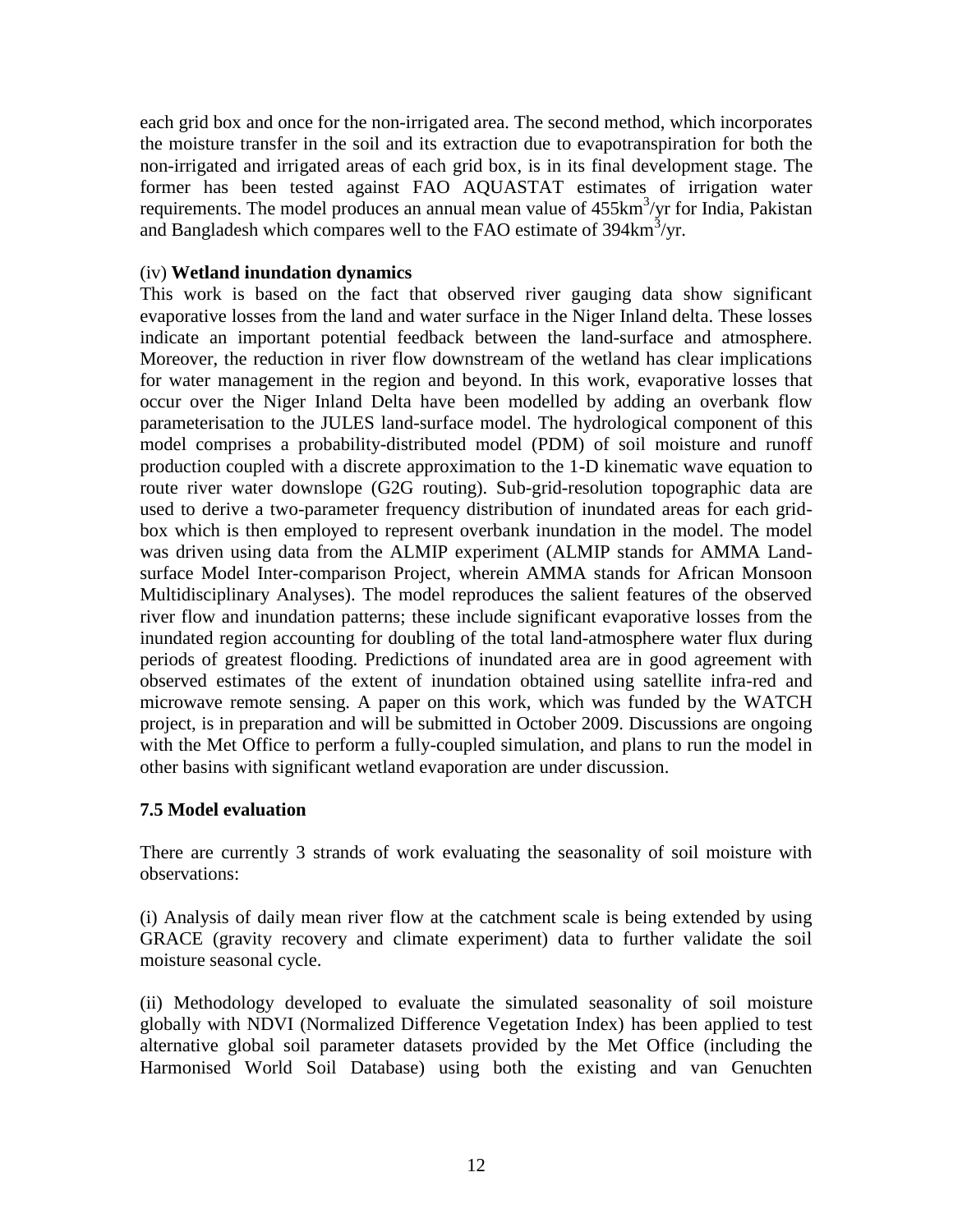each grid box and once for the non-irrigated area. The second method, which incorporates the moisture transfer in the soil and its extraction due to evapotranspiration for both the non-irrigated and irrigated areas of each grid box, is in its final development stage. The former has been tested against FAO AQUASTAT estimates of irrigation water requirements. The model produces an annual mean value of $455km^3/yr$ for India, Pakistan and Bangladesh which compares well to the FAO estimate of $394km^3/yr$.

(iv) **Wetland inundation dynamics**

This work is based on the fact that observed river gauging data show significant evaporative losses from the land and water surface in the Niger Inland delta. These losses indicate an important potential feedback between the land-surface and atmosphere. Moreover, the reduction in river flow downstream of the wetland has clear implications for water management in the region and beyond. In this work, evaporative losses that occur over the Niger Inland Delta have been modelled by adding an overbank flow parameterisation to the JULES land-surface model. The hydrological component of this model comprises a probability-distributed model (PDM) of soil moisture and runoff production coupled with a discrete approximation to the 1-D kinematic wave equation to route river water downslope (G2G routing). Sub-grid-resolution topographic data are used to derive a two-parameter frequency distribution of inundated areas for each grid-box which is then employed to represent overbank inundation in the model. The model was driven using data from the ALMIP experiment (ALMIP stands for AMMA Land-surface Model Inter-comparison Project, wherein AMMA stands for African Monsoon Multidisciplinary Analyses). The model reproduces the salient features of the observed river flow and inundation patterns; these include significant evaporative losses from the inundated region accounting for doubling of the total land-atmosphere water flux during periods of greatest flooding. Predictions of inundated area are in good agreement with observed estimates of the extent of inundation obtained using satellite infra-red and microwave remote sensing. A paper on this work, which was funded by the WATCH project, is in preparation and will be submitted in October 2009. Discussions are ongoing with the Met Office to perform a fully-coupled simulation, and plans to run the model in other basins with significant wetland evaporation are under discussion.

### 7.5 Model evaluation

There are currently 3 strands of work evaluating the seasonality of soil moisture with observations:

(i) Analysis of daily mean river flow at the catchment scale is being extended by using GRACE (gravity recovery and climate experiment) data to further validate the soil moisture seasonal cycle.

(ii) Methodology developed to evaluate the simulated seasonality of soil moisture globally with NDVI (Normalized Difference Vegetation Index) has been applied to test alternative global soil parameter datasets provided by the Met Office (including the Harmonised World Soil Database) using both the existing and van Genuchten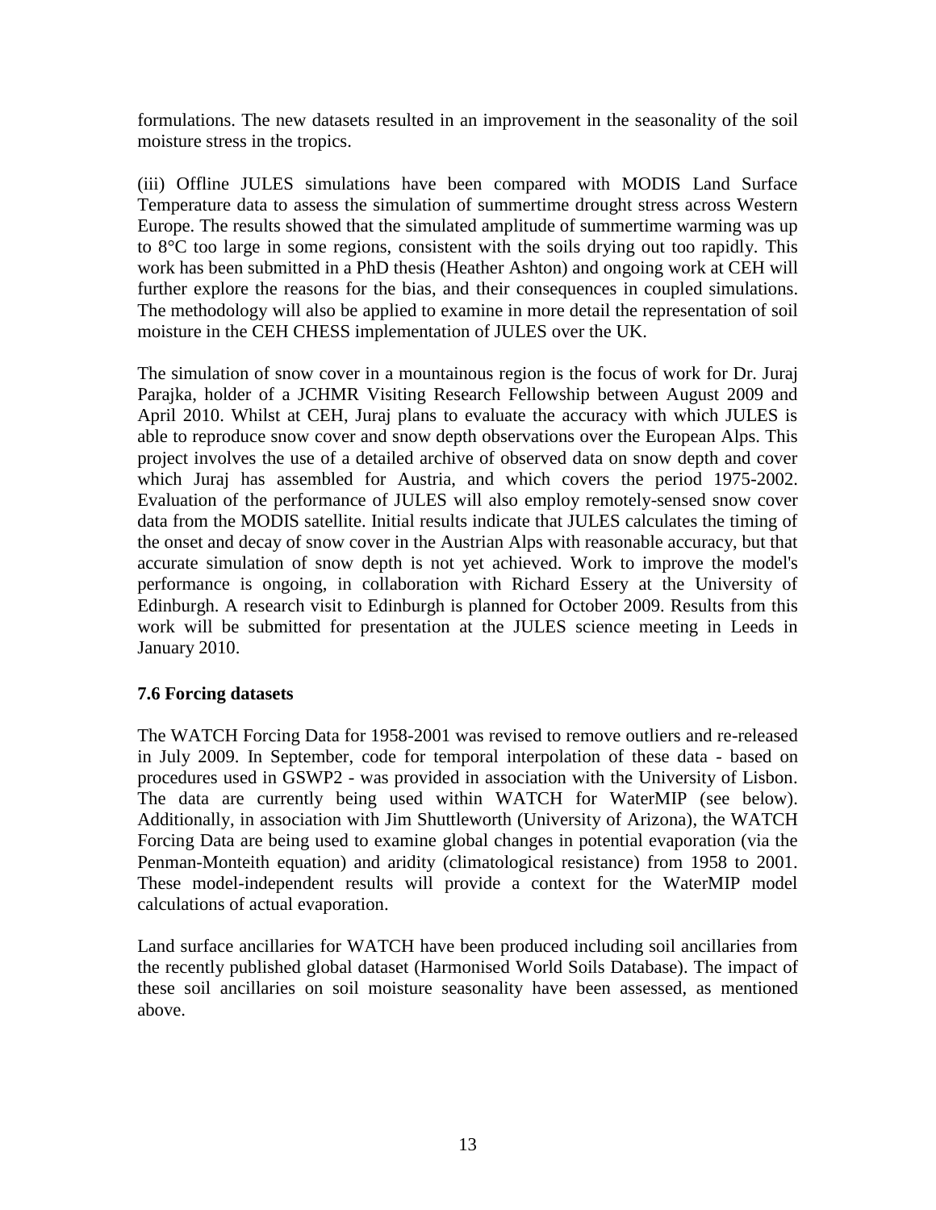formulations. The new datasets resulted in an improvement in the seasonality of the soil moisture stress in the tropics.

(iii) Offline JULES simulations have been compared with MODIS Land Surface Temperature data to assess the simulation of summertime drought stress across Western Europe. The results showed that the simulated amplitude of summertime warming was up to 8°C too large in some regions, consistent with the soils drying out too rapidly. This work has been submitted in a PhD thesis (Heather Ashton) and ongoing work at CEH will further explore the reasons for the bias, and their consequences in coupled simulations. The methodology will also be applied to examine in more detail the representation of soil moisture in the CEH CHESS implementation of JULES over the UK.

The simulation of snow cover in a mountainous region is the focus of work for Dr. Juraj Parajka, holder of a JCHMR Visiting Research Fellowship between August 2009 and April 2010. Whilst at CEH, Juraj plans to evaluate the accuracy with which JULES is able to reproduce snow cover and snow depth observations over the European Alps. This project involves the use of a detailed archive of observed data on snow depth and cover which Juraj has assembled for Austria, and which covers the period 1975-2002. Evaluation of the performance of JULES will also employ remotely-sensed snow cover data from the MODIS satellite. Initial results indicate that JULES calculates the timing of the onset and decay of snow cover in the Austrian Alps with reasonable accuracy, but that accurate simulation of snow depth is not yet achieved. Work to improve the model's performance is ongoing, in collaboration with Richard Essery at the University of Edinburgh. A research visit to Edinburgh is planned for October 2009. Results from this work will be submitted for presentation at the JULES science meeting in Leeds in January 2010.

### 7.6 Forcing datasets

The WATCH Forcing Data for 1958-2001 was revised to remove outliers and re-released in July 2009. In September, code for temporal interpolation of these data - based on procedures used in GSWP2 - was provided in association with the University of Lisbon. The data are currently being used within WATCH for WaterMIP (see below). Additionally, in association with Jim Shuttleworth (University of Arizona), the WATCH Forcing Data are being used to examine global changes in potential evaporation (via the Penman-Monteith equation) and aridity (climatological resistance) from 1958 to 2001. These model-independent results will provide a context for the WaterMIP model calculations of actual evaporation.

Land surface ancillaries for WATCH have been produced including soil ancillaries from the recently published global dataset (Harmonised World Soils Database). The impact of these soil ancillaries on soil moisture seasonality have been assessed, as mentioned above.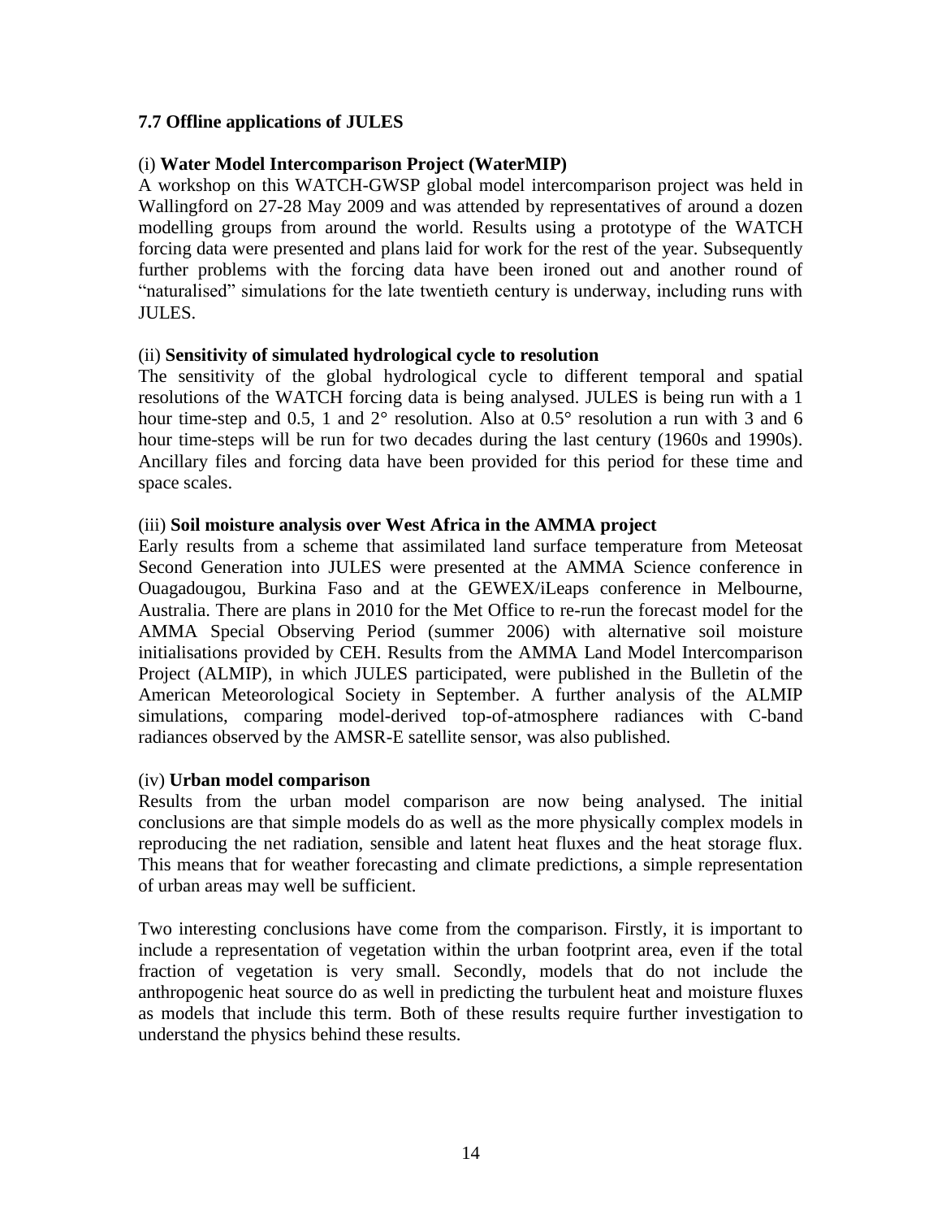### 7.7 Offline applications of JULES

(i) **Water Model Intercomparison Project (WaterMIP)**

A workshop on this WATCH-GWSP global model intercomparison project was held in Wallingford on 27-28 May 2009 and was attended by representatives of around a dozen modelling groups from around the world. Results using a prototype of the WATCH forcing data were presented and plans laid for work for the rest of the year. Subsequently further problems with the forcing data have been ironed out and another round of "naturalised" simulations for the late twentieth century is underway, including runs with JULES.

(ii) **Sensitivity of simulated hydrological cycle to resolution**

The sensitivity of the global hydrological cycle to different temporal and spatial resolutions of the WATCH forcing data is being analysed. JULES is being run with a 1 hour time-step and 0.5, 1 and 2° resolution. Also at 0.5° resolution a run with 3 and 6 hour time-steps will be run for two decades during the last century (1960s and 1990s). Ancillary files and forcing data have been provided for this period for these time and space scales.

(iii) **Soil moisture analysis over West Africa in the AMMA project**

Early results from a scheme that assimilated land surface temperature from Meteosat Second Generation into JULES were presented at the AMMA Science conference in Ouagadougou, Burkina Faso and at the GEWEX/iLeaps conference in Melbourne, Australia. There are plans in 2010 for the Met Office to re-run the forecast model for the AMMA Special Observing Period (summer 2006) with alternative soil moisture initialisations provided by CEH. Results from the AMMA Land Model Intercomparison Project (ALMIP), in which JULES participated, were published in the Bulletin of the American Meteorological Society in September. A further analysis of the ALMIP simulations, comparing model-derived top-of-atmosphere radiances with C-band radiances observed by the AMSR-E satellite sensor, was also published.

(iv) **Urban model comparison**

Results from the urban model comparison are now being analysed. The initial conclusions are that simple models do as well as the more physically complex models in reproducing the net radiation, sensible and latent heat fluxes and the heat storage flux. This means that for weather forecasting and climate predictions, a simple representation of urban areas may well be sufficient.

Two interesting conclusions have come from the comparison. Firstly, it is important to include a representation of vegetation within the urban footprint area, even if the total fraction of vegetation is very small. Secondly, models that do not include the anthropogenic heat source do as well in predicting the turbulent heat and moisture fluxes as models that include this term. Both of these results require further investigation to understand the physics behind these results.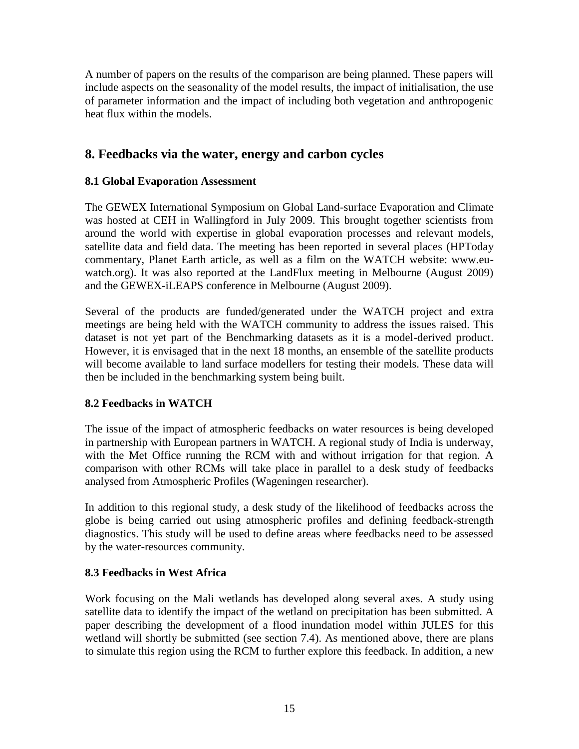A number of papers on the results of the comparison are being planned. These papers will include aspects on the seasonality of the model results, the impact of initialisation, the use of parameter information and the impact of including both vegetation and anthropogenic heat flux within the models.

## 8. Feedbacks via the water, energy and carbon cycles

### 8.1 Global Evaporation Assessment

The GEWEX International Symposium on Global Land-surface Evaporation and Climate was hosted at CEH in Wallingford in July 2009. This brought together scientists from around the world with expertise in global evaporation processes and relevant models, satellite data and field data. The meeting has been reported in several places (HPToday commentary, Planet Earth article, as well as a film on the WATCH website: www.eu-watch.org). It was also reported at the LandFlux meeting in Melbourne (August 2009) and the GEWEX-iLEAPS conference in Melbourne (August 2009).

Several of the products are funded/generated under the WATCH project and extra meetings are being held with the WATCH community to address the issues raised. This dataset is not yet part of the Benchmarking datasets as it is a model-derived product. However, it is envisaged that in the next 18 months, an ensemble of the satellite products will become available to land surface modellers for testing their models. These data will then be included in the benchmarking system being built.

### 8.2 Feedbacks in WATCH

The issue of the impact of atmospheric feedbacks on water resources is being developed in partnership with European partners in WATCH. A regional study of India is underway, with the Met Office running the RCM with and without irrigation for that region. A comparison with other RCMs will take place in parallel to a desk study of feedbacks analysed from Atmospheric Profiles (Wageningen researcher).

In addition to this regional study, a desk study of the likelihood of feedbacks across the globe is being carried out using atmospheric profiles and defining feedback-strength diagnostics. This study will be used to define areas where feedbacks need to be assessed by the water-resources community.

### 8.3 Feedbacks in West Africa

Work focusing on the Mali wetlands has developed along several axes. A study using satellite data to identify the impact of the wetland on precipitation has been submitted. A paper describing the development of a flood inundation model within JULES for this wetland will shortly be submitted (see section 7.4). As mentioned above, there are plans to simulate this region using the RCM to further explore this feedback. In addition, a new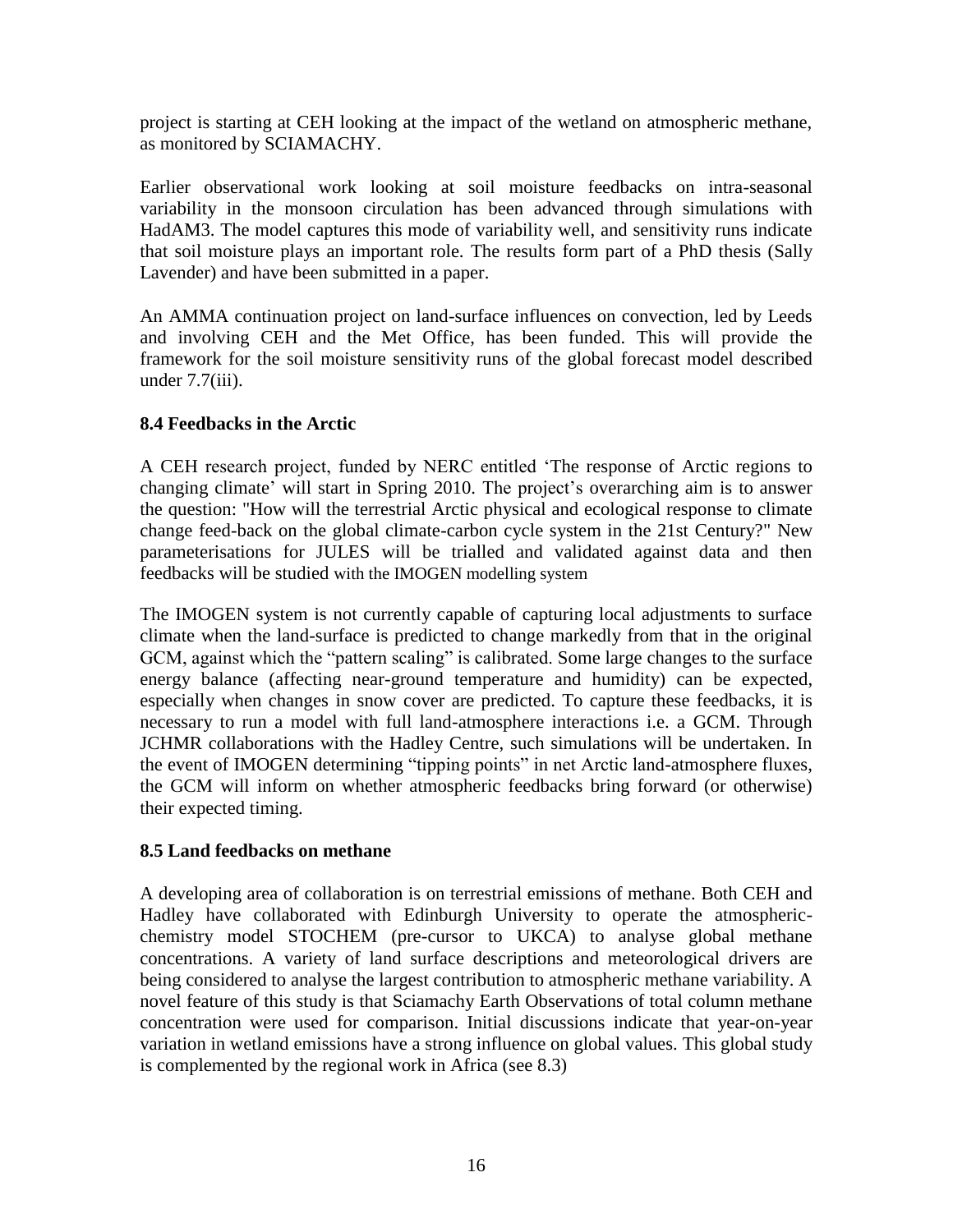project is starting at CEH looking at the impact of the wetland on atmospheric methane, as monitored by SCIAMACHY.

Earlier observational work looking at soil moisture feedbacks on intra-seasonal variability in the monsoon circulation has been advanced through simulations with HadAM3. The model captures this mode of variability well, and sensitivity runs indicate that soil moisture plays an important role. The results form part of a PhD thesis (Sally Lavender) and have been submitted in a paper.

An AMMA continuation project on land-surface influences on convection, led by Leeds and involving CEH and the Met Office, has been funded. This will provide the framework for the soil moisture sensitivity runs of the global forecast model described under 7.7(iii).

### 8.4 Feedbacks in the Arctic

A CEH research project, funded by NERC entitled 'The response of Arctic regions to changing climate' will start in Spring 2010. The project's overarching aim is to answer the question: "How will the terrestrial Arctic physical and ecological response to climate change feed-back on the global climate-carbon cycle system in the 21st Century?" New parameterisations for JULES will be trialled and validated against data and then feedbacks will be studied with the IMOGEN modelling system

The IMOGEN system is not currently capable of capturing local adjustments to surface climate when the land-surface is predicted to change markedly from that in the original GCM, against which the "pattern scaling" is calibrated. Some large changes to the surface energy balance (affecting near-ground temperature and humidity) can be expected, especially when changes in snow cover are predicted. To capture these feedbacks, it is necessary to run a model with full land-atmosphere interactions i.e. a GCM. Through JCHMR collaborations with the Hadley Centre, such simulations will be undertaken. In the event of IMOGEN determining "tipping points" in net Arctic land-atmosphere fluxes, the GCM will inform on whether atmospheric feedbacks bring forward (or otherwise) their expected timing.

### 8.5 Land feedbacks on methane

A developing area of collaboration is on terrestrial emissions of methane. Both CEH and Hadley have collaborated with Edinburgh University to operate the atmospheric-chemistry model STOCHEM (pre-cursor to UKCA) to analyse global methane concentrations. A variety of land surface descriptions and meteorological drivers are being considered to analyse the largest contribution to atmospheric methane variability. A novel feature of this study is that Sciamachy Earth Observations of total column methane concentration were used for comparison. Initial discussions indicate that year-on-year variation in wetland emissions have a strong influence on global values. This global study is complemented by the regional work in Africa (see 8.3)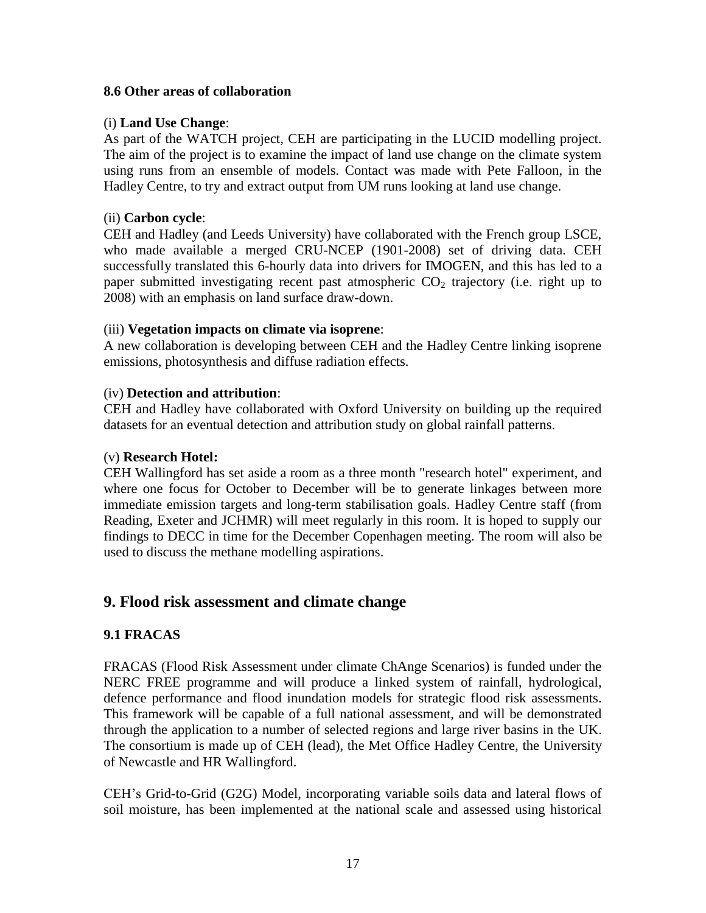### 8.6 Other areas of collaboration

(i) **Land Use Change**:
As part of the WATCH project, CEH are participating in the LUCID modelling project. The aim of the project is to examine the impact of land use change on the climate system using runs from an ensemble of models. Contact was made with Pete Falloon, in the Hadley Centre, to try and extract output from UM runs looking at land use change.

(ii) **Carbon cycle**:
CEH and Hadley (and Leeds University) have collaborated with the French group LSCE, who made available a merged CRU-NCEP (1901-2008) set of driving data. CEH successfully translated this 6-hourly data into drivers for IMOGEN, and this has led to a paper submitted investigating recent past atmospheric $CO_2$ trajectory (i.e. right up to 2008) with an emphasis on land surface draw-down.

(iii) **Vegetation impacts on climate via isoprene**:
A new collaboration is developing between CEH and the Hadley Centre linking isoprene emissions, photosynthesis and diffuse radiation effects.

(iv) **Detection and attribution**:
CEH and Hadley have collaborated with Oxford University on building up the required datasets for an eventual detection and attribution study on global rainfall patterns.

(v) **Research Hotel:**
CEH Wallingford has set aside a room as a three month "research hotel" experiment, and where one focus for October to December will be to generate linkages between more immediate emission targets and long-term stabilisation goals. Hadley Centre staff (from Reading, Exeter and JCHMR) will meet regularly in this room. It is hoped to supply our findings to DECC in time for the December Copenhagen meeting. The room will also be used to discuss the methane modelling aspirations.

## 9. Flood risk assessment and climate change

### 9.1 FRACAS

FRACAS (Flood Risk Assessment under climate ChAnge Scenarios) is funded under the NERC FREE programme and will produce a linked system of rainfall, hydrological, defence performance and flood inundation models for strategic flood risk assessments. This framework will be capable of a full national assessment, and will be demonstrated through the application to a number of selected regions and large river basins in the UK. The consortium is made up of CEH (lead), the Met Office Hadley Centre, the University of Newcastle and HR Wallingford.

CEH's Grid-to-Grid (G2G) Model, incorporating variable soils data and lateral flows of soil moisture, has been implemented at the national scale and assessed using historical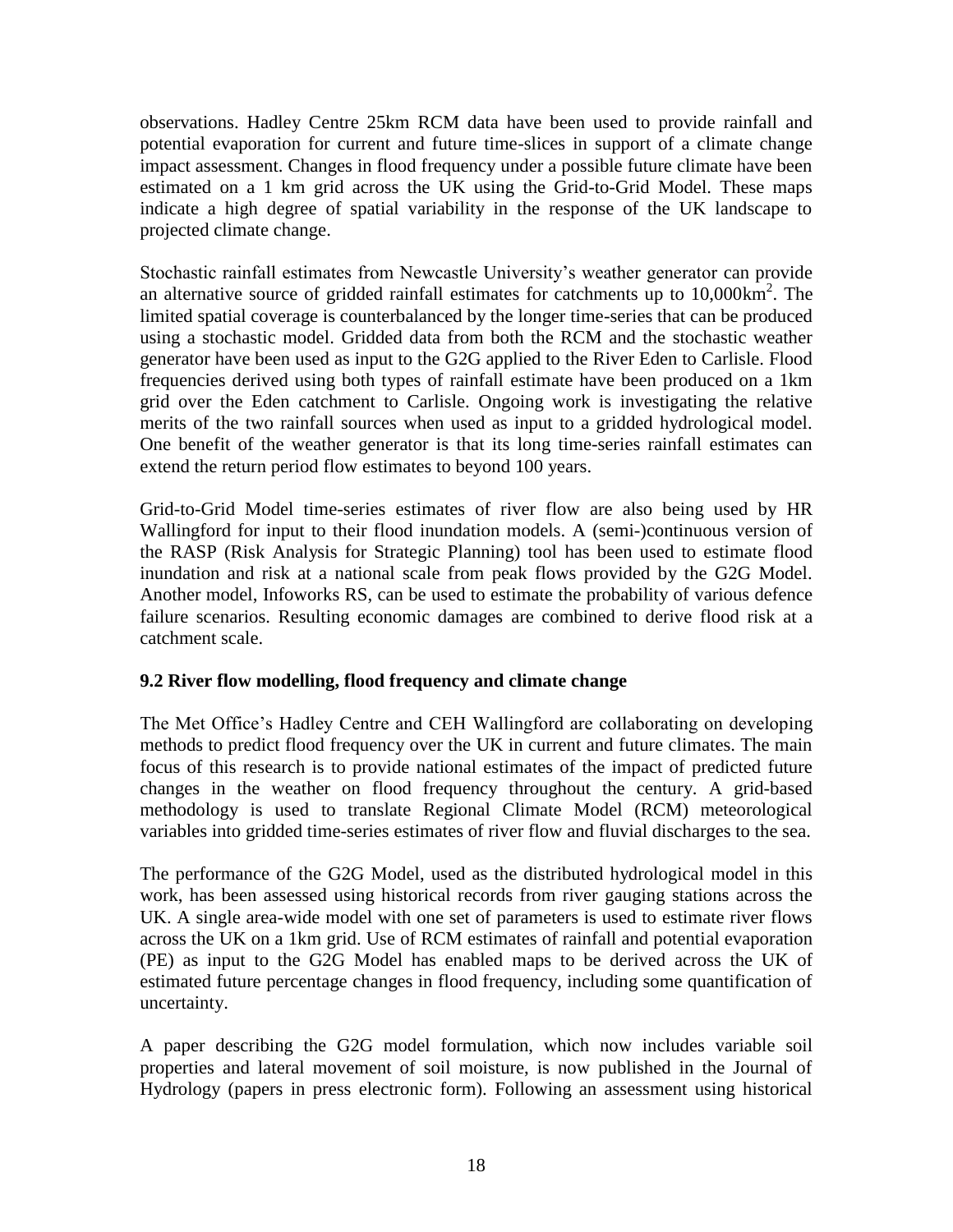observations. Hadley Centre 25km RCM data have been used to provide rainfall and potential evaporation for current and future time-slices in support of a climate change impact assessment. Changes in flood frequency under a possible future climate have been estimated on a 1 km grid across the UK using the Grid-to-Grid Model. These maps indicate a high degree of spatial variability in the response of the UK landscape to projected climate change.

Stochastic rainfall estimates from Newcastle University's weather generator can provide an alternative source of gridded rainfall estimates for catchments up to 10,000km$^2$. The limited spatial coverage is counterbalanced by the longer time-series that can be produced using a stochastic model. Gridded data from both the RCM and the stochastic weather generator have been used as input to the G2G applied to the River Eden to Carlisle. Flood frequencies derived using both types of rainfall estimate have been produced on a 1km grid over the Eden catchment to Carlisle. Ongoing work is investigating the relative merits of the two rainfall sources when used as input to a gridded hydrological model. One benefit of the weather generator is that its long time-series rainfall estimates can extend the return period flow estimates to beyond 100 years.

Grid-to-Grid Model time-series estimates of river flow are also being used by HR Wallingford for input to their flood inundation models. A (semi-)continuous version of the RASP (Risk Analysis for Strategic Planning) tool has been used to estimate flood inundation and risk at a national scale from peak flows provided by the G2G Model. Another model, Infoworks RS, can be used to estimate the probability of various defence failure scenarios. Resulting economic damages are combined to derive flood risk at a catchment scale.

### 9.2 River flow modelling, flood frequency and climate change

The Met Office's Hadley Centre and CEH Wallingford are collaborating on developing methods to predict flood frequency over the UK in current and future climates. The main focus of this research is to provide national estimates of the impact of predicted future changes in the weather on flood frequency throughout the century. A grid-based methodology is used to translate Regional Climate Model (RCM) meteorological variables into gridded time-series estimates of river flow and fluvial discharges to the sea.

The performance of the G2G Model, used as the distributed hydrological model in this work, has been assessed using historical records from river gauging stations across the UK. A single area-wide model with one set of parameters is used to estimate river flows across the UK on a 1km grid. Use of RCM estimates of rainfall and potential evaporation (PE) as input to the G2G Model has enabled maps to be derived across the UK of estimated future percentage changes in flood frequency, including some quantification of uncertainty.

A paper describing the G2G model formulation, which now includes variable soil properties and lateral movement of soil moisture, is now published in the Journal of Hydrology (papers in press electronic form). Following an assessment using historical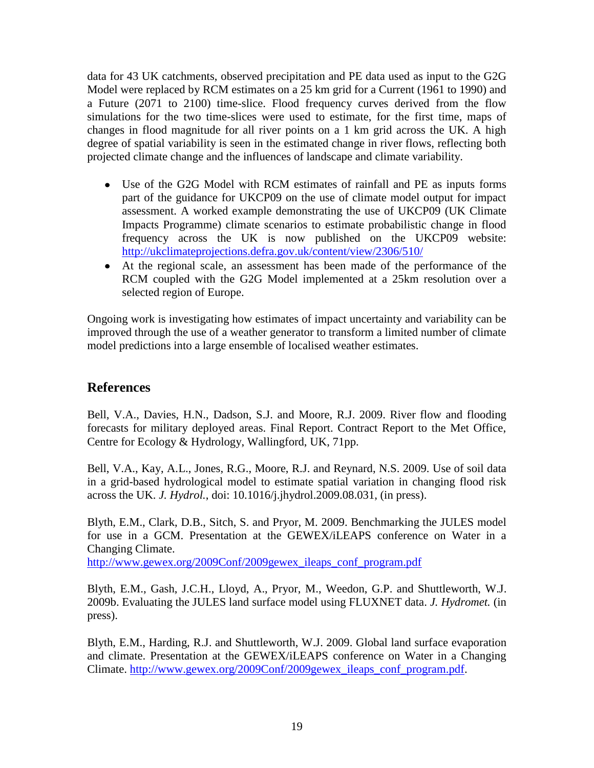data for 43 UK catchments, observed precipitation and PE data used as input to the G2G Model were replaced by RCM estimates on a 25 km grid for a Current (1961 to 1990) and a Future (2071 to 2100) time-slice. Flood frequency curves derived from the flow simulations for the two time-slices were used to estimate, for the first time, maps of changes in flood magnitude for all river points on a 1 km grid across the UK. A high degree of spatial variability is seen in the estimated change in river flows, reflecting both projected climate change and the influences of landscape and climate variability.

- Use of the G2G Model with RCM estimates of rainfall and PE as inputs forms part of the guidance for UKCP09 on the use of climate model output for impact assessment. A worked example demonstrating the use of UKCP09 (UK Climate Impacts Programme) climate scenarios to estimate probabilistic change in flood frequency across the UK is now published on the UKCP09 website: http://ukclimateprojections.defra.gov.uk/content/view/2306/510/
- At the regional scale, an assessment has been made of the performance of the RCM coupled with the G2G Model implemented at a 25km resolution over a selected region of Europe.

Ongoing work is investigating how estimates of impact uncertainty and variability can be improved through the use of a weather generator to transform a limited number of climate model predictions into a large ensemble of localised weather estimates.

## References

Bell, V.A., Davies, H.N., Dadson, S.J. and Moore, R.J. 2009. River flow and flooding forecasts for military deployed areas. Final Report. Contract Report to the Met Office, Centre for Ecology & Hydrology, Wallingford, UK, 71pp.

Bell, V.A., Kay, A.L., Jones, R.G., Moore, R.J. and Reynard, N.S. 2009. Use of soil data in a grid-based hydrological model to estimate spatial variation in changing flood risk across the UK. *J. Hydrol.*, doi: 10.1016/j.jhydrol.2009.08.031, (in press).

Blyth, E.M., Clark, D.B., Sitch, S. and Pryor, M. 2009. Benchmarking the JULES model for use in a GCM. Presentation at the GEWEX/iLEAPS conference on Water in a Changing Climate. http://www.gewex.org/2009Conf/2009gewex_ileaps_conf_program.pdf

Blyth, E.M., Gash, J.C.H., Lloyd, A., Pryor, M., Weedon, G.P. and Shuttleworth, W.J. 2009b. Evaluating the JULES land surface model using FLUXNET data. *J. Hydromet.* (in press).

Blyth, E.M., Harding, R.J. and Shuttleworth, W.J. 2009. Global land surface evaporation and climate. Presentation at the GEWEX/iLEAPS conference on Water in a Changing Climate. http://www.gewex.org/2009Conf/2009gewex_ileaps_conf_program.pdf.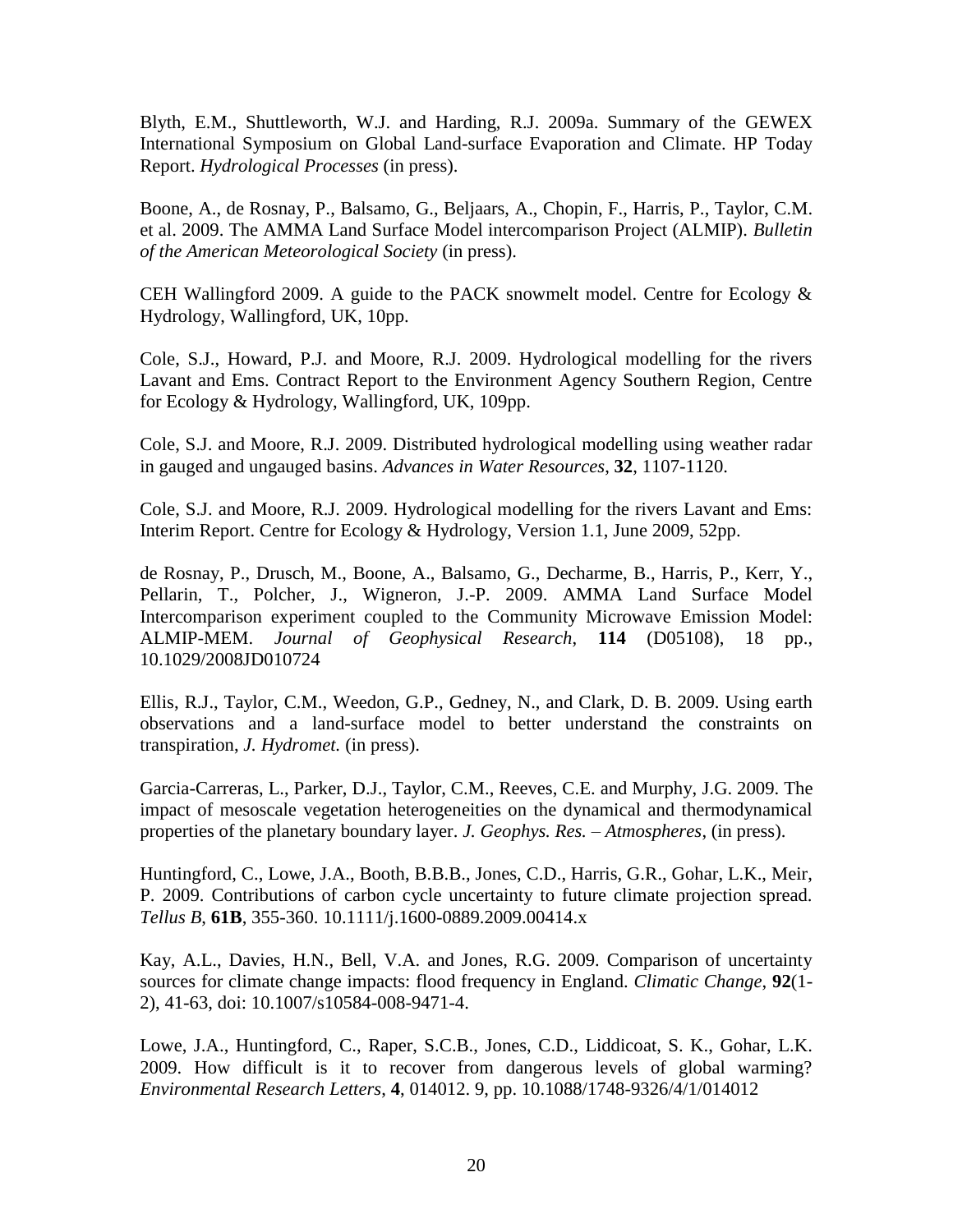Blyth, E.M., Shuttleworth, W.J. and Harding, R.J. 2009a. Summary of the GEWEX International Symposium on Global Land-surface Evaporation and Climate. HP Today Report. *Hydrological Processes* (in press).

Boone, A., de Rosnay, P., Balsamo, G., Beljaars, A., Chopin, F., Harris, P., Taylor, C.M. et al. 2009. The AMMA Land Surface Model intercomparison Project (ALMIP). *Bulletin of the American Meteorological Society* (in press).

CEH Wallingford 2009. A guide to the PACK snowmelt model. Centre for Ecology & Hydrology, Wallingford, UK, 10pp.

Cole, S.J., Howard, P.J. and Moore, R.J. 2009. Hydrological modelling for the rivers Lavant and Ems. Contract Report to the Environment Agency Southern Region, Centre for Ecology & Hydrology, Wallingford, UK, 109pp.

Cole, S.J. and Moore, R.J. 2009. Distributed hydrological modelling using weather radar in gauged and ungauged basins. *Advances in Water Resources*, **32**, 1107-1120.

Cole, S.J. and Moore, R.J. 2009. Hydrological modelling for the rivers Lavant and Ems: Interim Report. Centre for Ecology & Hydrology, Version 1.1, June 2009, 52pp.

de Rosnay, P., Drusch, M., Boone, A., Balsamo, G., Decharme, B., Harris, P., Kerr, Y., Pellarin, T., Polcher, J., Wigneron, J.-P. 2009. AMMA Land Surface Model Intercomparison experiment coupled to the Community Microwave Emission Model: ALMIP-MEM. *Journal of Geophysical Research*, **114** (D05108), 18 pp., 10.1029/2008JD010724

Ellis, R.J., Taylor, C.M., Weedon, G.P., Gedney, N., and Clark, D. B. 2009. Using earth observations and a land-surface model to better understand the constraints on transpiration, *J. Hydromet.* (in press).

Garcia-Carreras, L., Parker, D.J., Taylor, C.M., Reeves, C.E. and Murphy, J.G. 2009. The impact of mesoscale vegetation heterogeneities on the dynamical and thermodynamical properties of the planetary boundary layer. *J. Geophys. Res. – Atmospheres*, (in press).

Huntingford, C., Lowe, J.A., Booth, B.B.B., Jones, C.D., Harris, G.R., Gohar, L.K., Meir, P. 2009. Contributions of carbon cycle uncertainty to future climate projection spread. *Tellus B*, **61B**, 355-360. 10.1111/j.1600-0889.2009.00414.x

Kay, A.L., Davies, H.N., Bell, V.A. and Jones, R.G. 2009. Comparison of uncertainty sources for climate change impacts: flood frequency in England. *Climatic Change*, **92**(1-2), 41-63, doi: 10.1007/s10584-008-9471-4.

Lowe, J.A., Huntingford, C., Raper, S.C.B., Jones, C.D., Liddicoat, S. K., Gohar, L.K. 2009. How difficult is it to recover from dangerous levels of global warming? *Environmental Research Letters*, **4**, 014012. 9, pp. 10.1088/1748-9326/4/1/014012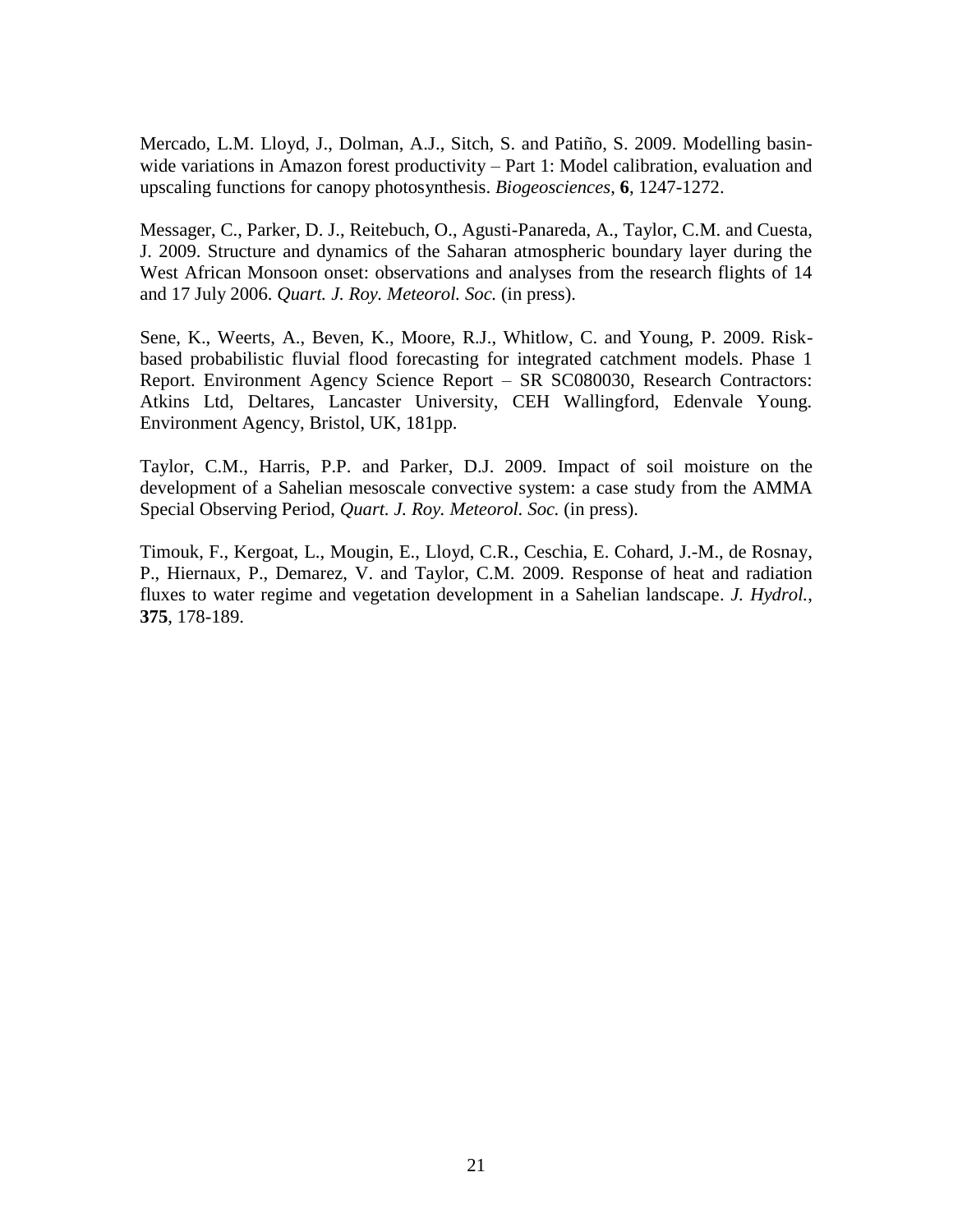Mercado, L.M. Lloyd, J., Dolman, A.J., Sitch, S. and Patiño, S. 2009. Modelling basin-wide variations in Amazon forest productivity – Part 1: Model calibration, evaluation and upscaling functions for canopy photosynthesis. *Biogeosciences*, **6**, 1247-1272.

Messager, C., Parker, D. J., Reitebuch, O., Agusti-Panareda, A., Taylor, C.M. and Cuesta, J. 2009. Structure and dynamics of the Saharan atmospheric boundary layer during the West African Monsoon onset: observations and analyses from the research flights of 14 and 17 July 2006. *Quart. J. Roy. Meteorol. Soc.* (in press).

Sene, K., Weerts, A., Beven, K., Moore, R.J., Whitlow, C. and Young, P. 2009. Risk-based probabilistic fluvial flood forecasting for integrated catchment models. Phase 1 Report. Environment Agency Science Report – SR SC080030, Research Contractors: Atkins Ltd, Deltares, Lancaster University, CEH Wallingford, Edenvale Young. Environment Agency, Bristol, UK, 181pp.

Taylor, C.M., Harris, P.P. and Parker, D.J. 2009. Impact of soil moisture on the development of a Sahelian mesoscale convective system: a case study from the AMMA Special Observing Period, *Quart. J. Roy. Meteorol. Soc.* (in press).

Timouk, F., Kergoat, L., Mougin, E., Lloyd, C.R., Ceschia, E. Cohard, J.-M., de Rosnay, P., Hiernaux, P., Demarez, V. and Taylor, C.M. 2009. Response of heat and radiation fluxes to water regime and vegetation development in a Sahelian landscape. *J. Hydrol.*, **375**, 178-189.